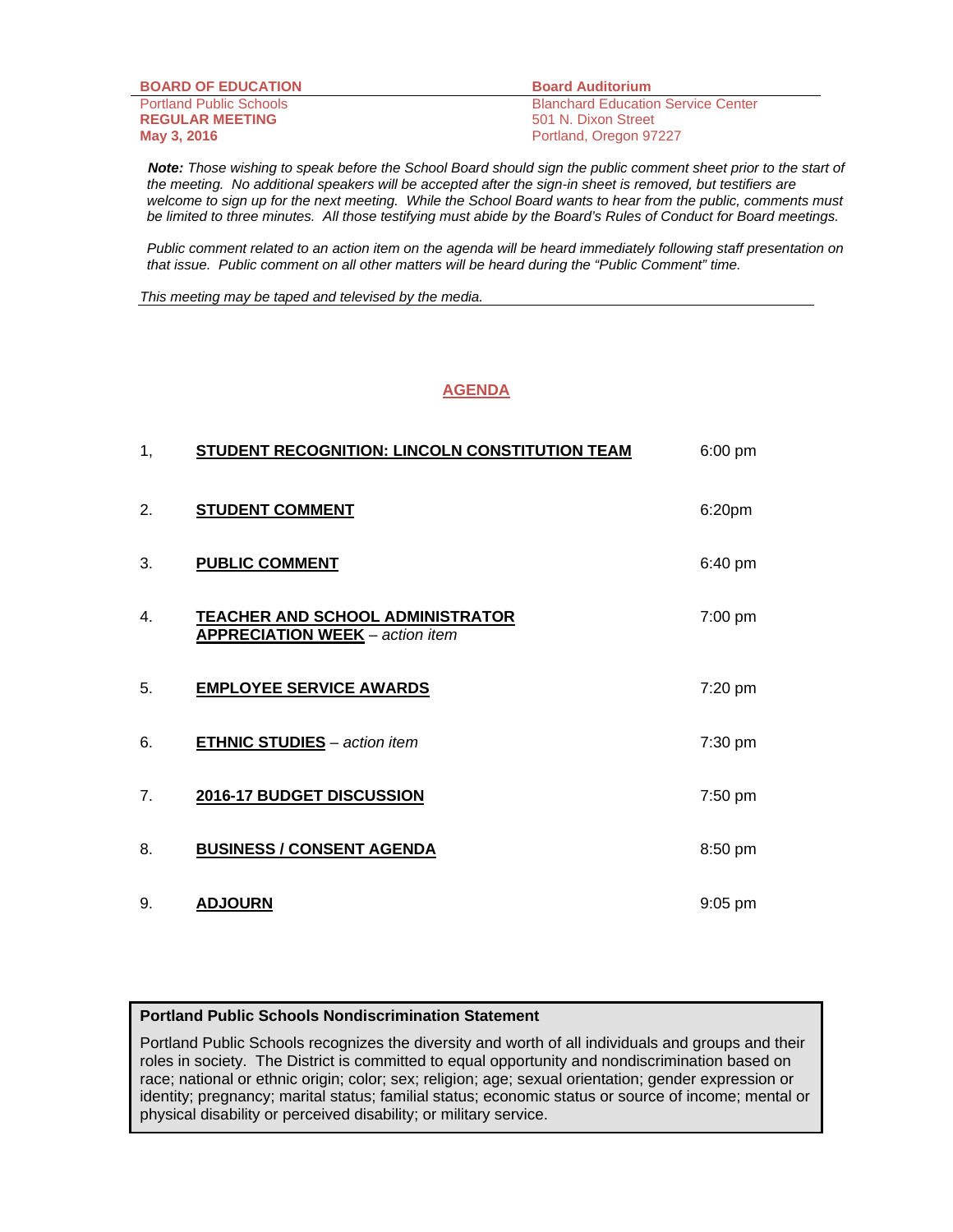**BOARD OF EDUCATION**
Portland Public Schools
**REGULAR MEETING**
**May 3, 2016**

**Board Auditorium**
Blanchard Education Service Center
501 N. Dixon Street
Portland, Oregon 97227

***Note:*** *Those wishing to speak before the School Board should sign the public comment sheet prior to the start of the meeting. No additional speakers will be accepted after the sign-in sheet is removed, but testifiers are welcome to sign up for the next meeting. While the School Board wants to hear from the public, comments must be limited to three minutes. All those testifying must abide by the Board's Rules of Conduct for Board meetings.*

*Public comment related to an action item on the agenda will be heard immediately following staff presentation on that issue. Public comment on all other matters will be heard during the "Public Comment" time.*

*This meeting may be taped and televised by the media.*

## AGENDA

| | | |
|---|---|---|
| 1, | **STUDENT RECOGNITION: LINCOLN CONSTITUTION TEAM** | 6:00 pm |
| 2. | **STUDENT COMMENT** | 6:20pm |
| 3. | **PUBLIC COMMENT** | 6:40 pm |
| 4. | **TEACHER AND SCHOOL ADMINISTRATOR APPRECIATION WEEK** – *action item* | 7:00 pm |
| 5. | **EMPLOYEE SERVICE AWARDS** | 7:20 pm |
| 6. | **ETHNIC STUDIES** – *action item* | 7:30 pm |
| 7. | **2016-17 BUDGET DISCUSSION** | 7:50 pm |
| 8. | **BUSINESS / CONSENT AGENDA** | 8:50 pm |
| 9. | **ADJOURN** | 9:05 pm |

**Portland Public Schools Nondiscrimination Statement**

Portland Public Schools recognizes the diversity and worth of all individuals and groups and their roles in society. The District is committed to equal opportunity and nondiscrimination based on race; national or ethnic origin; color; sex; religion; age; sexual orientation; gender expression or identity; pregnancy; marital status; familial status; economic status or source of income; mental or physical disability or perceived disability; or military service.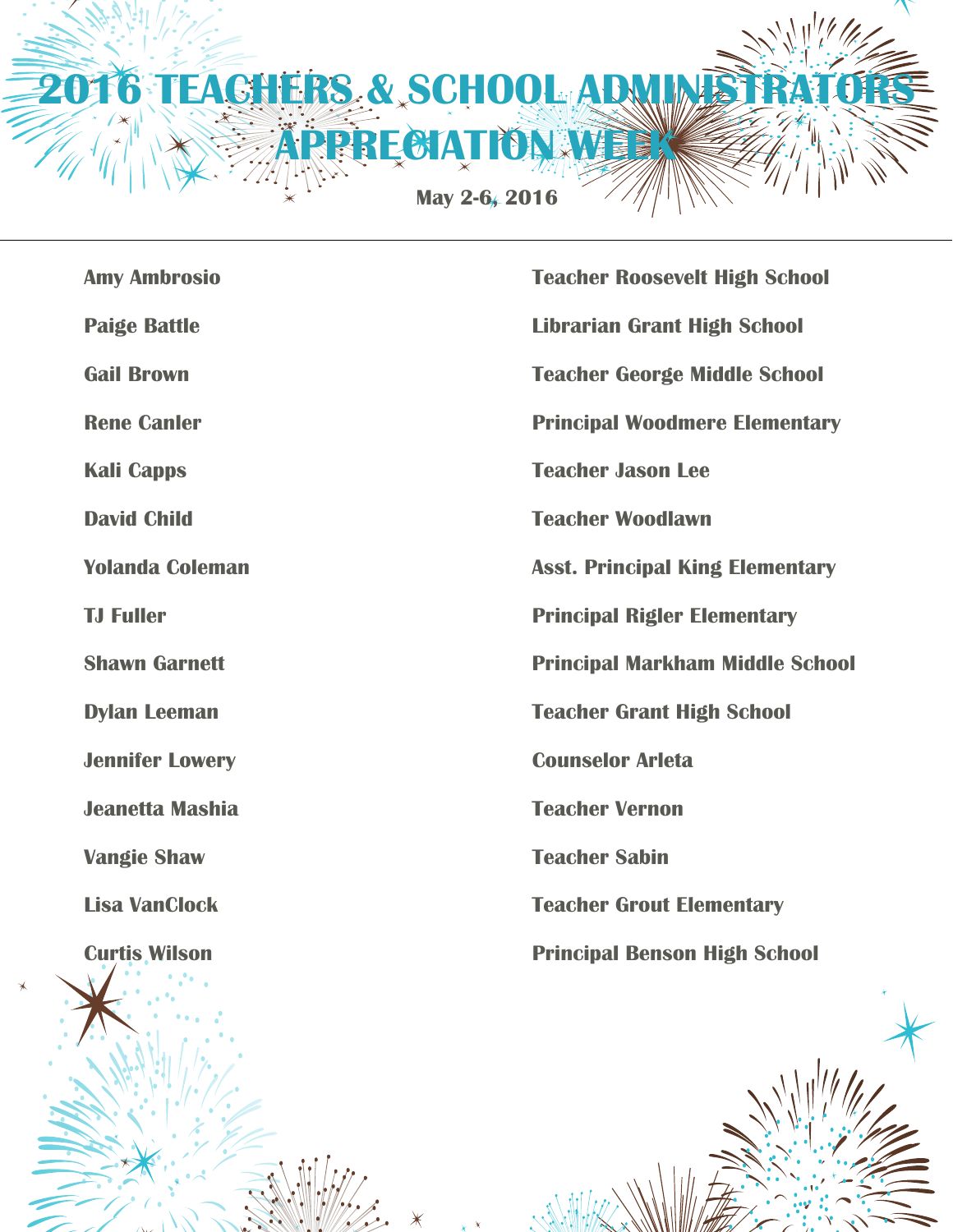# 2016 TEACHERS & SCHOOL ADMINISTRATORS APPRECIATION WEEK

**May 2-6, 2016**

---

| | |
|---|---|
| **Amy Ambrosio** | **Teacher Roosevelt High School** |
| **Paige Battle** | **Librarian Grant High School** |
| **Gail Brown** | **Teacher George Middle School** |
| **Rene Canler** | **Principal Woodmere Elementary** |
| **Kali Capps** | **Teacher Jason Lee** |
| **David Child** | **Teacher Woodlawn** |
| **Yolanda Coleman** | **Asst. Principal King Elementary** |
| **TJ Fuller** | **Principal Rigler Elementary** |
| **Shawn Garnett** | **Principal Markham Middle School** |
| **Dylan Leeman** | **Teacher Grant High School** |
| **Jennifer Lowery** | **Counselor Arleta** |
| **Jeanetta Mashia** | **Teacher Vernon** |
| **Vangie Shaw** | **Teacher Sabin** |
| **Lisa VanClock** | **Teacher Grout Elementary** |
| **Curtis Wilson** | **Principal Benson High School** |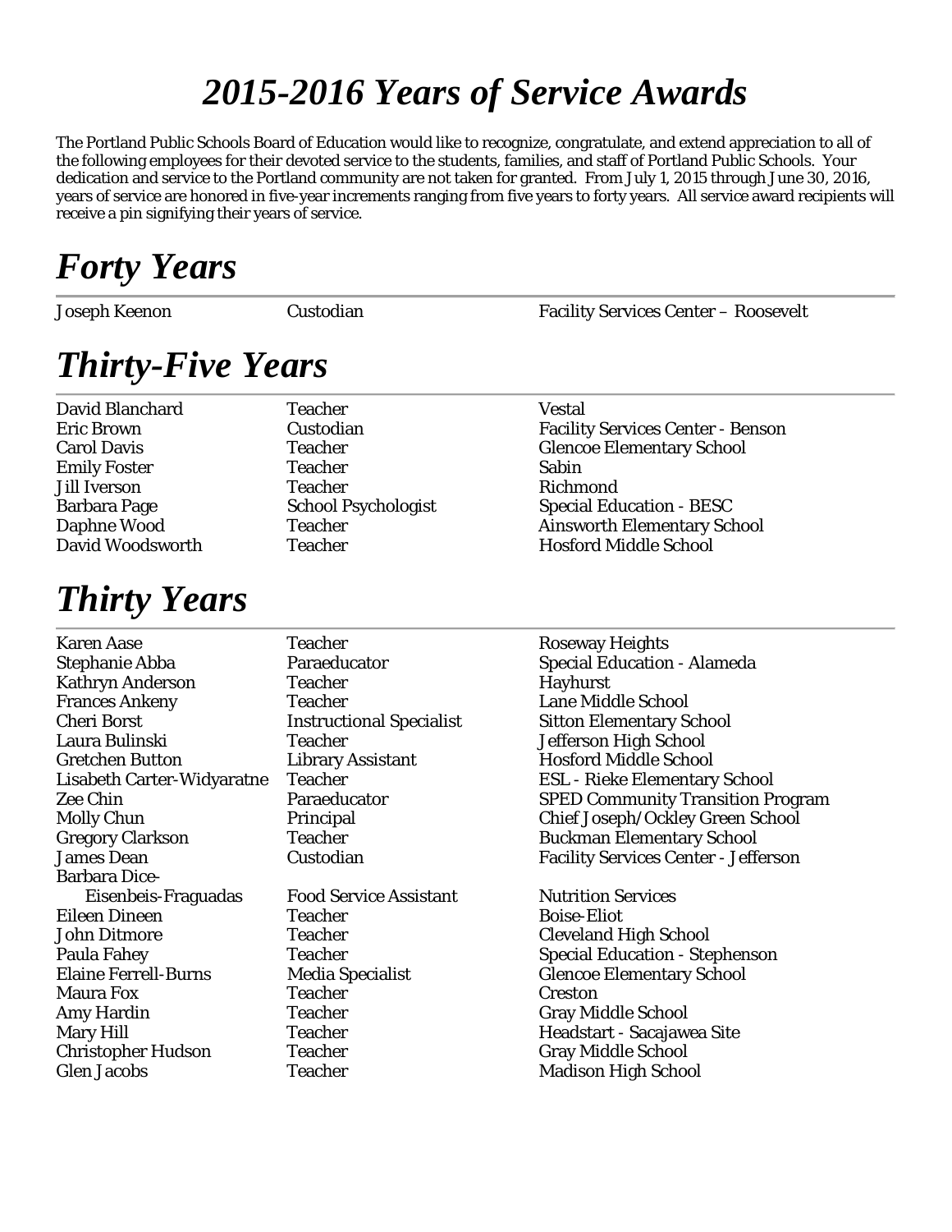# *2015-2016 Years of Service Awards*

The Portland Public Schools Board of Education would like to recognize, congratulate, and extend appreciation to all of the following employees for their devoted service to the students, families, and staff of Portland Public Schools. Your dedication and service to the Portland community are not taken for granted. From July 1, 2015 through June 30, 2016, years of service are honored in five-year increments ranging from five years to forty years. All service award recipients will receive a pin signifying their years of service.

## *Forty Years*

| | | |
|---|---|---|
| Joseph Keenon | Custodian | Facility Services Center – Roosevelt |

## *Thirty-Five Years*

| | | |
|---|---|---|
| David Blanchard | Teacher | Vestal |
| Eric Brown | Custodian | Facility Services Center - Benson |
| Carol Davis | Teacher | Glencoe Elementary School |
| Emily Foster | Teacher | Sabin |
| Jill Iverson | Teacher | Richmond |
| Barbara Page | School Psychologist | Special Education - BESC |
| Daphne Wood | Teacher | Ainsworth Elementary School |
| David Woodsworth | Teacher | Hosford Middle School |

## *Thirty Years*

| | | |
|---|---|---|
| Karen Aase | Teacher | Roseway Heights |
| Stephanie Abba | Paraeducator | Special Education - Alameda |
| Kathryn Anderson | Teacher | Hayhurst |
| Frances Ankeny | Teacher | Lane Middle School |
| Cheri Borst | Instructional Specialist | Sitton Elementary School |
| Laura Bulinski | Teacher | Jefferson High School |
| Gretchen Button | Library Assistant | Hosford Middle School |
| Lisabeth Carter-Widyaratne | Teacher | ESL - Rieke Elementary School |
| Zee Chin | Paraeducator | SPED Community Transition Program |
| Molly Chun | Principal | Chief Joseph/Ockley Green School |
| Gregory Clarkson | Teacher | Buckman Elementary School |
| James Dean | Custodian | Facility Services Center - Jefferson |
| Barbara Dice-Eisenbeis-Fraguadas | Food Service Assistant | Nutrition Services |
| Eileen Dineen | Teacher | Boise-Eliot |
| John Ditmore | Teacher | Cleveland High School |
| Paula Fahey | Teacher | Special Education - Stephenson |
| Elaine Ferrell-Burns | Media Specialist | Glencoe Elementary School |
| Maura Fox | Teacher | Creston |
| Amy Hardin | Teacher | Gray Middle School |
| Mary Hill | Teacher | Headstart - Sacajawea Site |
| Christopher Hudson | Teacher | Gray Middle School |
| Glen Jacobs | Teacher | Madison High School |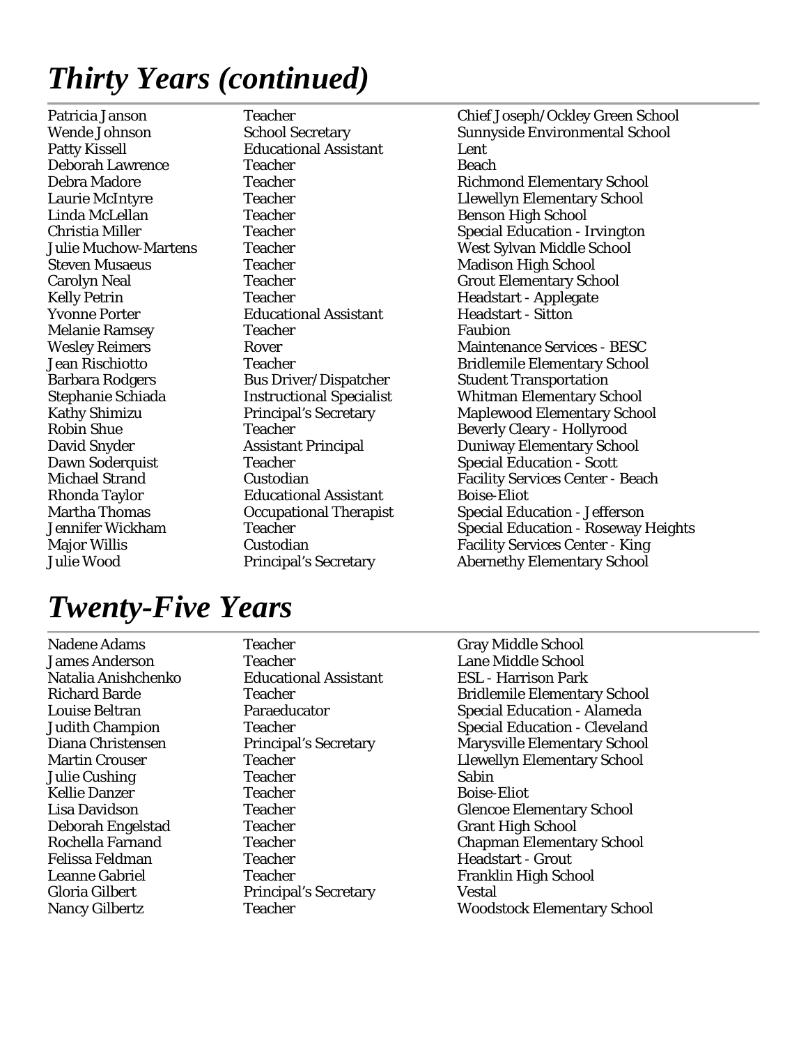# *Thirty Years (continued)*

| | | |
|---|---|---|
| Patricia Janson | Teacher | Chief Joseph/Ockley Green School |
| Wende Johnson | School Secretary | Sunnyside Environmental School |
| Patty Kissell | Educational Assistant | Lent |
| Deborah Lawrence | Teacher | Beach |
| Debra Madore | Teacher | Richmond Elementary School |
| Laurie McIntyre | Teacher | Llewellyn Elementary School |
| Linda McLellan | Teacher | Benson High School |
| Christia Miller | Teacher | Special Education - Irvington |
| Julie Muchow-Martens | Teacher | West Sylvan Middle School |
| Steven Musaeus | Teacher | Madison High School |
| Carolyn Neal | Teacher | Grout Elementary School |
| Kelly Petrin | Teacher | Headstart - Applegate |
| Yvonne Porter | Educational Assistant | Headstart - Sitton |
| Melanie Ramsey | Teacher | Faubion |
| Wesley Reimers | Rover | Maintenance Services - BESC |
| Jean Rischiotto | Teacher | Bridlemile Elementary School |
| Barbara Rodgers | Bus Driver/Dispatcher | Student Transportation |
| Stephanie Schiada | Instructional Specialist | Whitman Elementary School |
| Kathy Shimizu | Principal's Secretary | Maplewood Elementary School |
| Robin Shue | Teacher | Beverly Cleary - Hollyrood |
| David Snyder | Assistant Principal | Duniway Elementary School |
| Dawn Soderquist | Teacher | Special Education - Scott |
| Michael Strand | Custodian | Facility Services Center - Beach |
| Rhonda Taylor | Educational Assistant | Boise-Eliot |
| Martha Thomas | Occupational Therapist | Special Education - Jefferson |
| Jennifer Wickham | Teacher | Special Education - Roseway Heights |
| Major Willis | Custodian | Facility Services Center - King |
| Julie Wood | Principal's Secretary | Abernethy Elementary School |

# *Twenty-Five Years*

| | | |
|---|---|---|
| Nadene Adams | Teacher | Gray Middle School |
| James Anderson | Teacher | Lane Middle School |
| Natalia Anishchenko | Educational Assistant | ESL - Harrison Park |
| Richard Barde | Teacher | Bridlemile Elementary School |
| Louise Beltran | Paraeducator | Special Education - Alameda |
| Judith Champion | Teacher | Special Education - Cleveland |
| Diana Christensen | Principal's Secretary | Marysville Elementary School |
| Martin Crouser | Teacher | Llewellyn Elementary School |
| Julie Cushing | Teacher | Sabin |
| Kellie Danzer | Teacher | Boise-Eliot |
| Lisa Davidson | Teacher | Glencoe Elementary School |
| Deborah Engelstad | Teacher | Grant High School |
| Rochella Farnand | Teacher | Chapman Elementary School |
| Felissa Feldman | Teacher | Headstart - Grout |
| Leanne Gabriel | Teacher | Franklin High School |
| Gloria Gilbert | Principal's Secretary | Vestal |
| Nancy Gilbertz | Teacher | Woodstock Elementary School |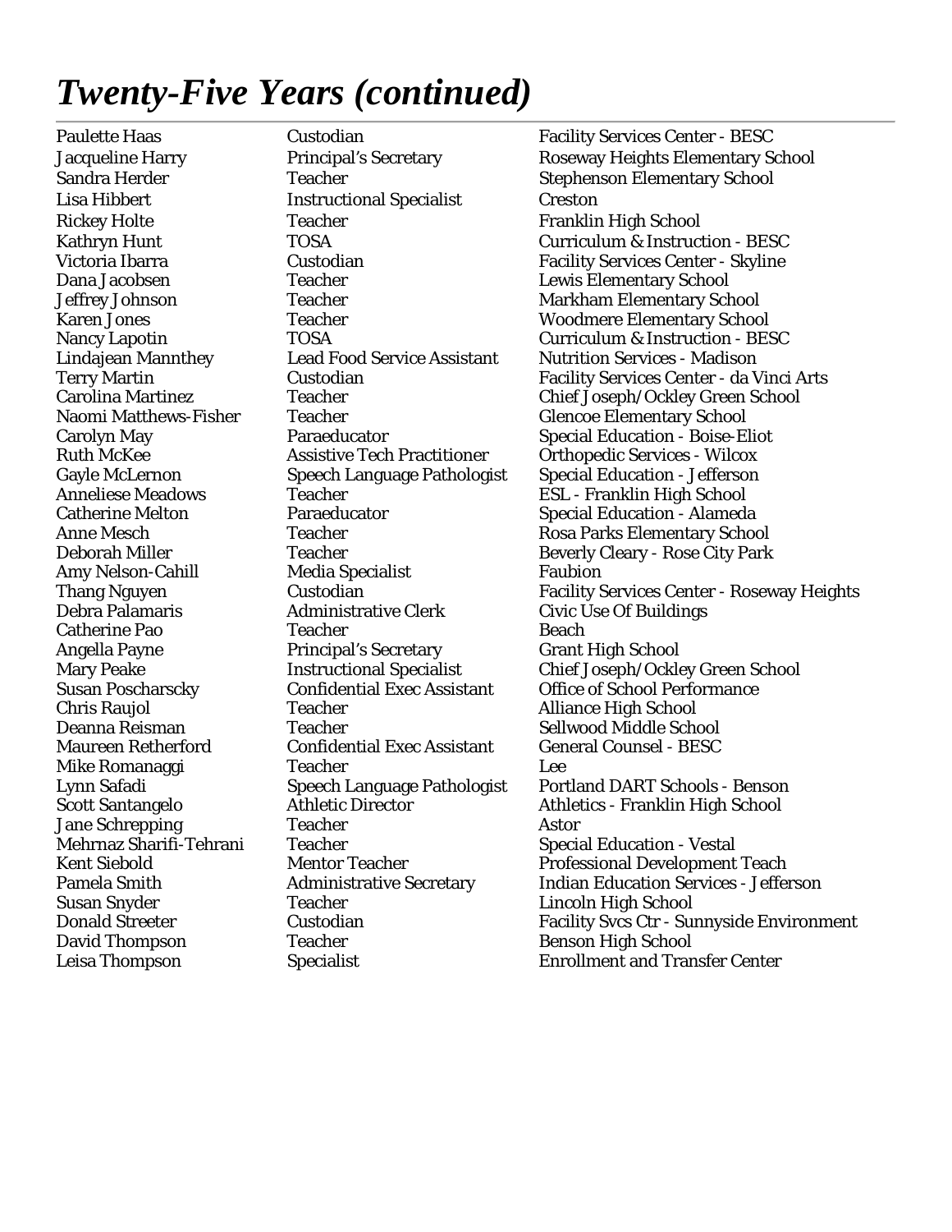# *Twenty-Five Years (continued)*

| | | |
|---|---|---|
| Paulette Haas | Custodian | Facility Services Center - BESC |
| Jacqueline Harry | Principal's Secretary | Roseway Heights Elementary School |
| Sandra Herder | Teacher | Stephenson Elementary School |
| Lisa Hibbert | Instructional Specialist | Creston |
| Rickey Holte | Teacher | Franklin High School |
| Kathryn Hunt | TOSA | Curriculum & Instruction - BESC |
| Victoria Ibarra | Custodian | Facility Services Center - Skyline |
| Dana Jacobsen | Teacher | Lewis Elementary School |
| Jeffrey Johnson | Teacher | Markham Elementary School |
| Karen Jones | Teacher | Woodmere Elementary School |
| Nancy Lapotin | TOSA | Curriculum & Instruction - BESC |
| Lindajean Mannthey | Lead Food Service Assistant | Nutrition Services - Madison |
| Terry Martin | Custodian | Facility Services Center - da Vinci Arts |
| Carolina Martinez | Teacher | Chief Joseph/Ockley Green School |
| Naomi Matthews-Fisher | Teacher | Glencoe Elementary School |
| Carolyn May | Paraeducator | Special Education - Boise-Eliot |
| Ruth McKee | Assistive Tech Practitioner | Orthopedic Services - Wilcox |
| Gayle McLernon | Speech Language Pathologist | Special Education - Jefferson |
| Anneliese Meadows | Teacher | ESL - Franklin High School |
| Catherine Melton | Paraeducator | Special Education - Alameda |
| Anne Mesch | Teacher | Rosa Parks Elementary School |
| Deborah Miller | Teacher | Beverly Cleary - Rose City Park |
| Amy Nelson-Cahill | Media Specialist | Faubion |
| Thang Nguyen | Custodian | Facility Services Center - Roseway Heights |
| Debra Palamaris | Administrative Clerk | Civic Use Of Buildings |
| Catherine Pao | Teacher | Beach |
| Angella Payne | Principal's Secretary | Grant High School |
| Mary Peake | Instructional Specialist | Chief Joseph/Ockley Green School |
| Susan Poscharscky | Confidential Exec Assistant | Office of School Performance |
| Chris Raujol | Teacher | Alliance High School |
| Deanna Reisman | Teacher | Sellwood Middle School |
| Maureen Retherford | Confidential Exec Assistant | General Counsel - BESC |
| Mike Romanaggi | Teacher | Lee |
| Lynn Safadi | Speech Language Pathologist | Portland DART Schools - Benson |
| Scott Santangelo | Athletic Director | Athletics - Franklin High School |
| Jane Schrepping | Teacher | Astor |
| Mehrnaz Sharifi-Tehrani | Teacher | Special Education - Vestal |
| Kent Siebold | Mentor Teacher | Professional Development Teach |
| Pamela Smith | Administrative Secretary | Indian Education Services - Jefferson |
| Susan Snyder | Teacher | Lincoln High School |
| Donald Streeter | Custodian | Facility Svcs Ctr - Sunnyside Environment |
| David Thompson | Teacher | Benson High School |
| Leisa Thompson | Specialist | Enrollment and Transfer Center |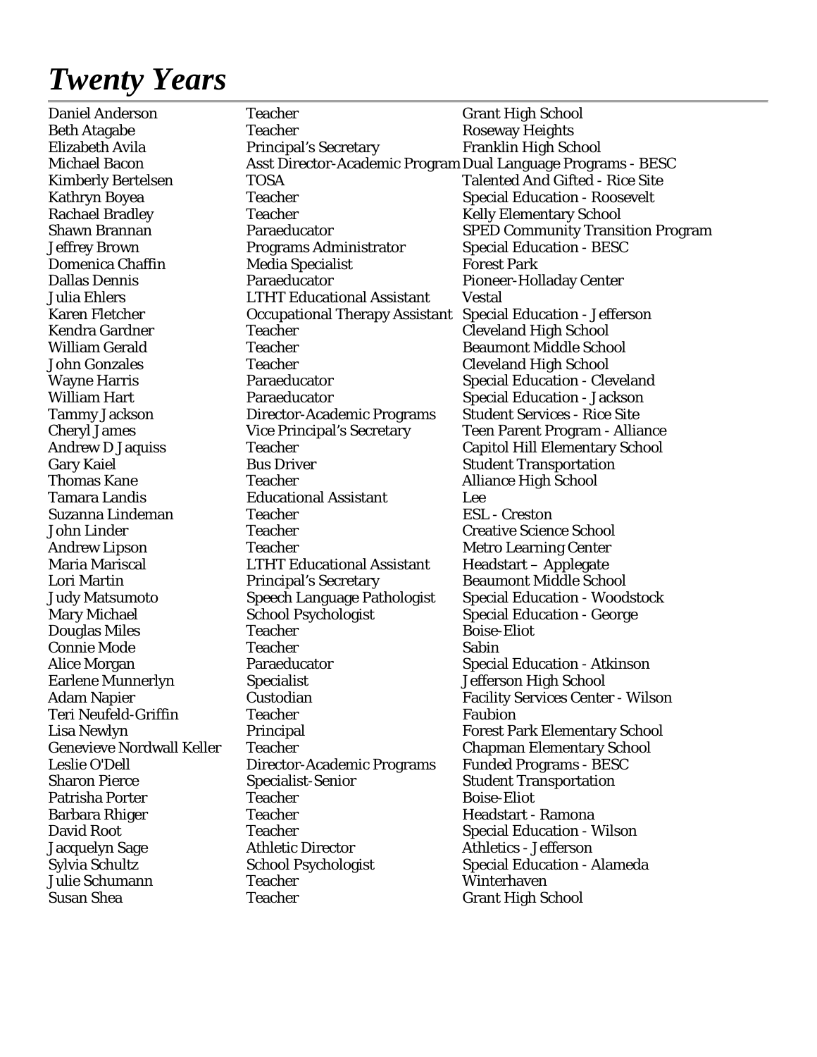# *Twenty Years*

| | | |
|---|---|---|
| Daniel Anderson | Teacher | Grant High School |
| Beth Atagabe | Teacher | Roseway Heights |
| Elizabeth Avila | Principal's Secretary | Franklin High School |
| Michael Bacon | Asst Director-Academic Program | Dual Language Programs - BESC |
| Kimberly Bertelsen | TOSA | Talented And Gifted - Rice Site |
| Kathryn Boyea | Teacher | Special Education - Roosevelt |
| Rachael Bradley | Teacher | Kelly Elementary School |
| Shawn Brannan | Paraeducator | SPED Community Transition Program |
| Jeffrey Brown | Programs Administrator | Special Education - BESC |
| Domenica Chaffin | Media Specialist | Forest Park |
| Dallas Dennis | Paraeducator | Pioneer-Holladay Center |
| Julia Ehlers | LTHT Educational Assistant | Vestal |
| Karen Fletcher | Occupational Therapy Assistant | Special Education - Jefferson |
| Kendra Gardner | Teacher | Cleveland High School |
| William Gerald | Teacher | Beaumont Middle School |
| John Gonzales | Teacher | Cleveland High School |
| Wayne Harris | Paraeducator | Special Education - Cleveland |
| William Hart | Paraeducator | Special Education - Jackson |
| Tammy Jackson | Director-Academic Programs | Student Services - Rice Site |
| Cheryl James | Vice Principal's Secretary | Teen Parent Program - Alliance |
| Andrew D Jaquiss | Teacher | Capitol Hill Elementary School |
| Gary Kaiel | Bus Driver | Student Transportation |
| Thomas Kane | Teacher | Alliance High School |
| Tamara Landis | Educational Assistant | Lee |
| Suzanna Lindeman | Teacher | ESL - Creston |
| John Linder | Teacher | Creative Science School |
| Andrew Lipson | Teacher | Metro Learning Center |
| Maria Mariscal | LTHT Educational Assistant | Headstart – Applegate |
| Lori Martin | Principal's Secretary | Beaumont Middle School |
| Judy Matsumoto | Speech Language Pathologist | Special Education - Woodstock |
| Mary Michael | School Psychologist | Special Education - George |
| Douglas Miles | Teacher | Boise-Eliot |
| Connie Mode | Teacher | Sabin |
| Alice Morgan | Paraeducator | Special Education - Atkinson |
| Earlene Munnerlyn | Specialist | Jefferson High School |
| Adam Napier | Custodian | Facility Services Center - Wilson |
| Teri Neufeld-Griffin | Teacher | Faubion |
| Lisa Newlyn | Principal | Forest Park Elementary School |
| Genevieve Nordwall Keller | Teacher | Chapman Elementary School |
| Leslie O'Dell | Director-Academic Programs | Funded Programs - BESC |
| Sharon Pierce | Specialist-Senior | Student Transportation |
| Patrisha Porter | Teacher | Boise-Eliot |
| Barbara Rhiger | Teacher | Headstart - Ramona |
| David Root | Teacher | Special Education - Wilson |
| Jacquelyn Sage | Athletic Director | Athletics - Jefferson |
| Sylvia Schultz | School Psychologist | Special Education - Alameda |
| Julie Schumann | Teacher | Winterhaven |
| Susan Shea | Teacher | Grant High School |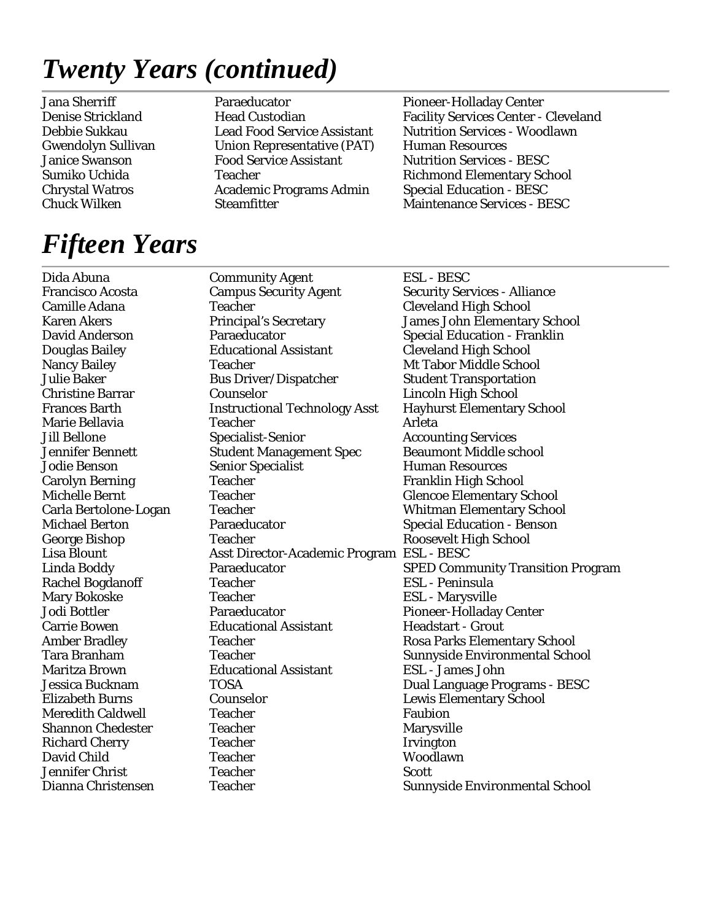# *Twenty Years (continued)*

| | | |
|---|---|---|
| Jana Sherriff | Paraeducator | Pioneer-Holladay Center |
| Denise Strickland | Head Custodian | Facility Services Center - Cleveland |
| Debbie Sukkau | Lead Food Service Assistant | Nutrition Services - Woodlawn |
| Gwendolyn Sullivan | Union Representative (PAT) | Human Resources |
| Janice Swanson | Food Service Assistant | Nutrition Services - BESC |
| Sumiko Uchida | Teacher | Richmond Elementary School |
| Chrystal Watros | Academic Programs Admin | Special Education - BESC |
| Chuck Wilken | Steamfitter | Maintenance Services - BESC |

# *Fifteen Years*

| | | |
|---|---|---|
| Dida Abuna | Community Agent | ESL - BESC |
| Francisco Acosta | Campus Security Agent | Security Services - Alliance |
| Camille Adana | Teacher | Cleveland High School |
| Karen Akers | Principal's Secretary | James John Elementary School |
| David Anderson | Paraeducator | Special Education - Franklin |
| Douglas Bailey | Educational Assistant | Cleveland High School |
| Nancy Bailey | Teacher | Mt Tabor Middle School |
| Julie Baker | Bus Driver/Dispatcher | Student Transportation |
| Christine Barrar | Counselor | Lincoln High School |
| Frances Barth | Instructional Technology Asst | Hayhurst Elementary School |
| Marie Bellavia | Teacher | Arleta |
| Jill Bellone | Specialist-Senior | Accounting Services |
| Jennifer Bennett | Student Management Spec | Beaumont Middle school |
| Jodie Benson | Senior Specialist | Human Resources |
| Carolyn Berning | Teacher | Franklin High School |
| Michelle Bernt | Teacher | Glencoe Elementary School |
| Carla Bertolone-Logan | Teacher | Whitman Elementary School |
| Michael Berton | Paraeducator | Special Education - Benson |
| George Bishop | Teacher | Roosevelt High School |
| Lisa Blount | Asst Director-Academic Program | ESL - BESC |
| Linda Boddy | Paraeducator | SPED Community Transition Program |
| Rachel Bogdanoff | Teacher | ESL - Peninsula |
| Mary Bokoske | Teacher | ESL - Marysville |
| Jodi Bottler | Paraeducator | Pioneer-Holladay Center |
| Carrie Bowen | Educational Assistant | Headstart - Grout |
| Amber Bradley | Teacher | Rosa Parks Elementary School |
| Tara Branham | Teacher | Sunnyside Environmental School |
| Maritza Brown | Educational Assistant | ESL - James John |
| Jessica Bucknam | TOSA | Dual Language Programs - BESC |
| Elizabeth Burns | Counselor | Lewis Elementary School |
| Meredith Caldwell | Teacher | Faubion |
| Shannon Chedester | Teacher | Marysville |
| Richard Cherry | Teacher | Irvington |
| David Child | Teacher | Woodlawn |
| Jennifer Christ | Teacher | Scott |
| Dianna Christensen | Teacher | Sunnyside Environmental School |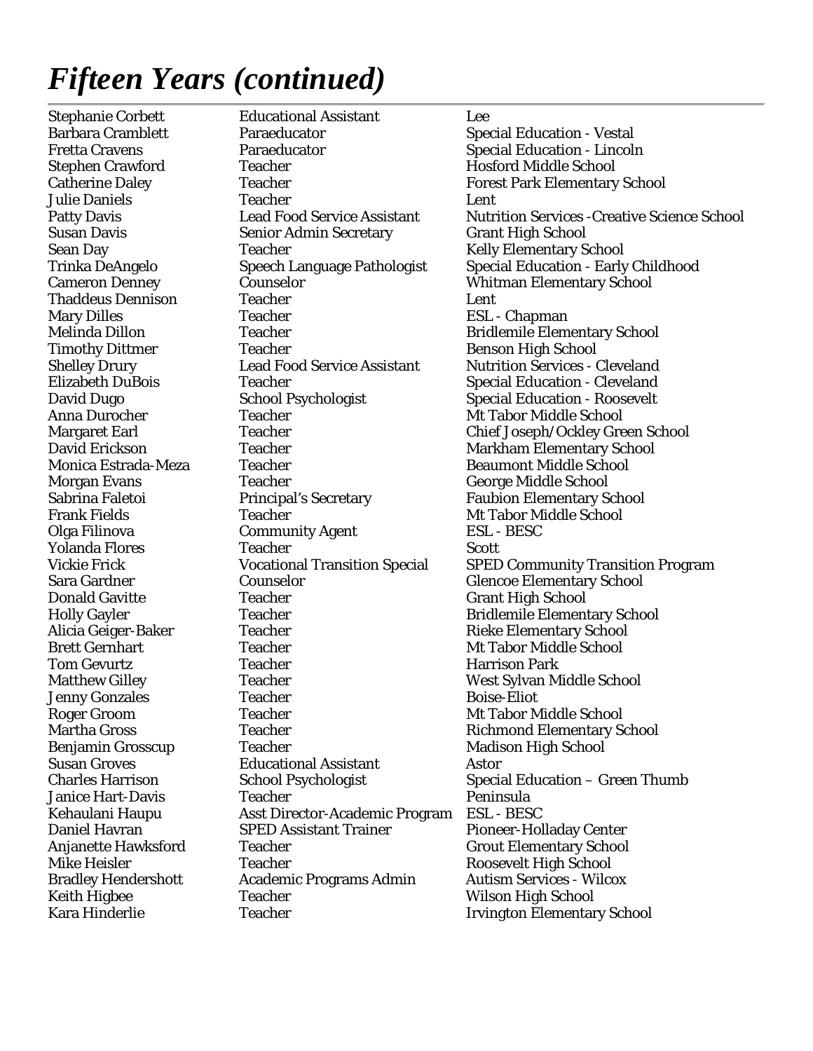# *Fifteen Years (continued)*

| | | |
|---|---|---|
| Stephanie Corbett | Educational Assistant | Lee |
| Barbara Cramblett | Paraeducator | Special Education - Vestal |
| Fretta Cravens | Paraeducator | Special Education - Lincoln |
| Stephen Crawford | Teacher | Hosford Middle School |
| Catherine Daley | Teacher | Forest Park Elementary School |
| Julie Daniels | Teacher | Lent |
| Patty Davis | Lead Food Service Assistant | Nutrition Services -Creative Science School |
| Susan Davis | Senior Admin Secretary | Grant High School |
| Sean Day | Teacher | Kelly Elementary School |
| Trinka DeAngelo | Speech Language Pathologist | Special Education - Early Childhood |
| Cameron Denney | Counselor | Whitman Elementary School |
| Thaddeus Dennison | Teacher | Lent |
| Mary Dilles | Teacher | ESL - Chapman |
| Melinda Dillon | Teacher | Bridlemile Elementary School |
| Timothy Dittmer | Teacher | Benson High School |
| Shelley Drury | Lead Food Service Assistant | Nutrition Services - Cleveland |
| Elizabeth DuBois | Teacher | Special Education - Cleveland |
| David Dugo | School Psychologist | Special Education - Roosevelt |
| Anna Durocher | Teacher | Mt Tabor Middle School |
| Margaret Earl | Teacher | Chief Joseph/Ockley Green School |
| David Erickson | Teacher | Markham Elementary School |
| Monica Estrada-Meza | Teacher | Beaumont Middle School |
| Morgan Evans | Teacher | George Middle School |
| Sabrina Faletoi | Principal's Secretary | Faubion Elementary School |
| Frank Fields | Teacher | Mt Tabor Middle School |
| Olga Filinova | Community Agent | ESL - BESC |
| Yolanda Flores | Teacher | Scott |
| Vickie Frick | Vocational Transition Special | SPED Community Transition Program |
| Sara Gardner | Counselor | Glencoe Elementary School |
| Donald Gavitte | Teacher | Grant High School |
| Holly Gayler | Teacher | Bridlemile Elementary School |
| Alicia Geiger-Baker | Teacher | Rieke Elementary School |
| Brett Gernhart | Teacher | Mt Tabor Middle School |
| Tom Gevurtz | Teacher | Harrison Park |
| Matthew Gilley | Teacher | West Sylvan Middle School |
| Jenny Gonzales | Teacher | Boise-Eliot |
| Roger Groom | Teacher | Mt Tabor Middle School |
| Martha Gross | Teacher | Richmond Elementary School |
| Benjamin Grosscup | Teacher | Madison High School |
| Susan Groves | Educational Assistant | Astor |
| Charles Harrison | School Psychologist | Special Education – Green Thumb |
| Janice Hart-Davis | Teacher | Peninsula |
| Kehaulani Haupu | Asst Director-Academic Program | ESL - BESC |
| Daniel Havran | SPED Assistant Trainer | Pioneer-Holladay Center |
| Anjanette Hawksford | Teacher | Grout Elementary School |
| Mike Heisler | Teacher | Roosevelt High School |
| Bradley Hendershott | Academic Programs Admin | Autism Services - Wilcox |
| Keith Higbee | Teacher | Wilson High School |
| Kara Hinderlie | Teacher | Irvington Elementary School |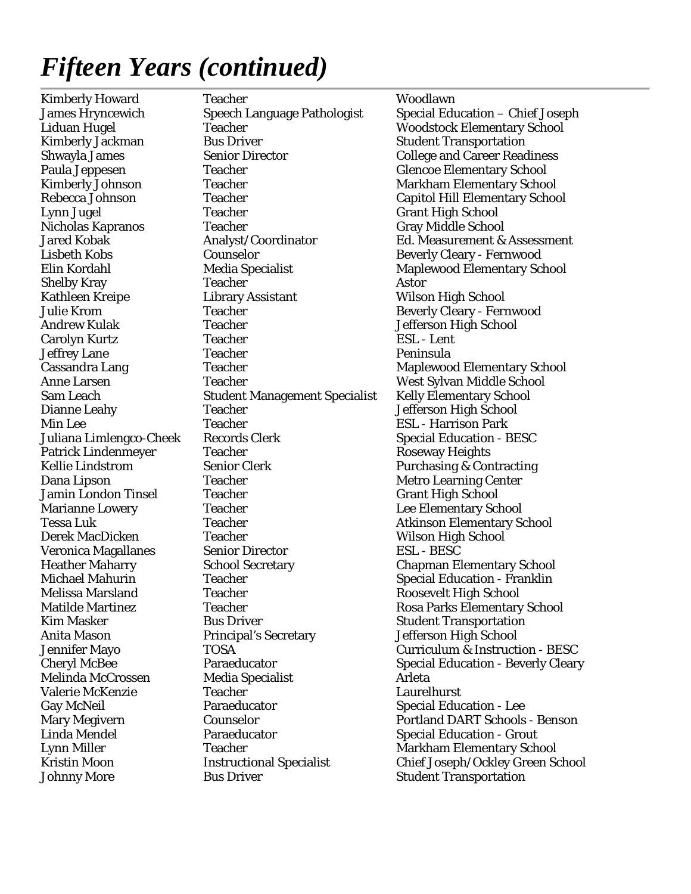# *Fifteen Years (continued)*

| | | |
|---|---|---|
| Kimberly Howard | Teacher | Woodlawn |
| James Hryncewich | Speech Language Pathologist | Special Education – Chief Joseph |
| Liduan Hugel | Teacher | Woodstock Elementary School |
| Kimberly Jackman | Bus Driver | Student Transportation |
| Shwayla James | Senior Director | College and Career Readiness |
| Paula Jeppesen | Teacher | Glencoe Elementary School |
| Kimberly Johnson | Teacher | Markham Elementary School |
| Rebecca Johnson | Teacher | Capitol Hill Elementary School |
| Lynn Jugel | Teacher | Grant High School |
| Nicholas Kapranos | Teacher | Gray Middle School |
| Jared Kobak | Analyst/Coordinator | Ed. Measurement & Assessment |
| Lisbeth Kobs | Counselor | Beverly Cleary - Fernwood |
| Elin Kordahl | Media Specialist | Maplewood Elementary School |
| Shelby Kray | Teacher | Astor |
| Kathleen Kreipe | Library Assistant | Wilson High School |
| Julie Krom | Teacher | Beverly Cleary - Fernwood |
| Andrew Kulak | Teacher | Jefferson High School |
| Carolyn Kurtz | Teacher | ESL - Lent |
| Jeffrey Lane | Teacher | Peninsula |
| Cassandra Lang | Teacher | Maplewood Elementary School |
| Anne Larsen | Teacher | West Sylvan Middle School |
| Sam Leach | Student Management Specialist | Kelly Elementary School |
| Dianne Leahy | Teacher | Jefferson High School |
| Min Lee | Teacher | ESL - Harrison Park |
| Juliana Limlengco-Cheek | Records Clerk | Special Education - BESC |
| Patrick Lindenmeyer | Teacher | Roseway Heights |
| Kellie Lindstrom | Senior Clerk | Purchasing & Contracting |
| Dana Lipson | Teacher | Metro Learning Center |
| Jamin London Tinsel | Teacher | Grant High School |
| Marianne Lowery | Teacher | Lee Elementary School |
| Tessa Luk | Teacher | Atkinson Elementary School |
| Derek MacDicken | Teacher | Wilson High School |
| Veronica Magallanes | Senior Director | ESL - BESC |
| Heather Maharry | School Secretary | Chapman Elementary School |
| Michael Mahurin | Teacher | Special Education - Franklin |
| Melissa Marsland | Teacher | Roosevelt High School |
| Matilde Martinez | Teacher | Rosa Parks Elementary School |
| Kim Masker | Bus Driver | Student Transportation |
| Anita Mason | Principal's Secretary | Jefferson High School |
| Jennifer Mayo | TOSA | Curriculum & Instruction - BESC |
| Cheryl McBee | Paraeducator | Special Education - Beverly Cleary |
| Melinda McCrossen | Media Specialist | Arleta |
| Valerie McKenzie | Teacher | Laurelhurst |
| Gay McNeil | Paraeducator | Special Education - Lee |
| Mary Megivern | Counselor | Portland DART Schools - Benson |
| Linda Mendel | Paraeducator | Special Education - Grout |
| Lynn Miller | Teacher | Markham Elementary School |
| Kristin Moon | Instructional Specialist | Chief Joseph/Ockley Green School |
| Johnny More | Bus Driver | Student Transportation |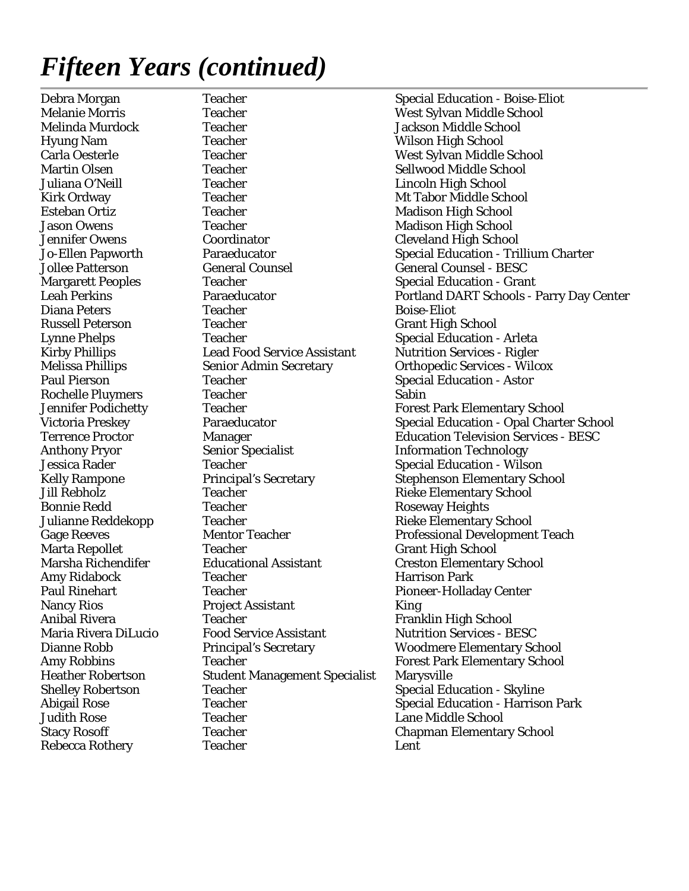# *Fifteen Years (continued)*

| | | |
|---|---|---|
| Debra Morgan | Teacher | Special Education - Boise-Eliot |
| Melanie Morris | Teacher | West Sylvan Middle School |
| Melinda Murdock | Teacher | Jackson Middle School |
| Hyung Nam | Teacher | Wilson High School |
| Carla Oesterle | Teacher | West Sylvan Middle School |
| Martin Olsen | Teacher | Sellwood Middle School |
| Juliana O'Neill | Teacher | Lincoln High School |
| Kirk Ordway | Teacher | Mt Tabor Middle School |
| Esteban Ortiz | Teacher | Madison High School |
| Jason Owens | Teacher | Madison High School |
| Jennifer Owens | Coordinator | Cleveland High School |
| Jo-Ellen Papworth | Paraeducator | Special Education - Trillium Charter |
| Jollee Patterson | General Counsel | General Counsel - BESC |
| Margarett Peoples | Teacher | Special Education - Grant |
| Leah Perkins | Paraeducator | Portland DART Schools - Parry Day Center |
| Diana Peters | Teacher | Boise-Eliot |
| Russell Peterson | Teacher | Grant High School |
| Lynne Phelps | Teacher | Special Education - Arleta |
| Kirby Phillips | Lead Food Service Assistant | Nutrition Services - Rigler |
| Melissa Phillips | Senior Admin Secretary | Orthopedic Services - Wilcox |
| Paul Pierson | Teacher | Special Education - Astor |
| Rochelle Pluymers | Teacher | Sabin |
| Jennifer Podichetty | Teacher | Forest Park Elementary School |
| Victoria Preskey | Paraeducator | Special Education - Opal Charter School |
| Terrence Proctor | Manager | Education Television Services - BESC |
| Anthony Pryor | Senior Specialist | Information Technology |
| Jessica Rader | Teacher | Special Education - Wilson |
| Kelly Rampone | Principal's Secretary | Stephenson Elementary School |
| Jill Rebholz | Teacher | Rieke Elementary School |
| Bonnie Redd | Teacher | Roseway Heights |
| Julianne Reddekopp | Teacher | Rieke Elementary School |
| Gage Reeves | Mentor Teacher | Professional Development Teach |
| Marta Repollet | Teacher | Grant High School |
| Marsha Richendifer | Educational Assistant | Creston Elementary School |
| Amy Ridabock | Teacher | Harrison Park |
| Paul Rinehart | Teacher | Pioneer-Holladay Center |
| Nancy Rios | Project Assistant | King |
| Anibal Rivera | Teacher | Franklin High School |
| Maria Rivera DiLucio | Food Service Assistant | Nutrition Services - BESC |
| Dianne Robb | Principal's Secretary | Woodmere Elementary School |
| Amy Robbins | Teacher | Forest Park Elementary School |
| Heather Robertson | Student Management Specialist | Marysville |
| Shelley Robertson | Teacher | Special Education - Skyline |
| Abigail Rose | Teacher | Special Education - Harrison Park |
| Judith Rose | Teacher | Lane Middle School |
| Stacy Rosoff | Teacher | Chapman Elementary School |
| Rebecca Rothery | Teacher | Lent |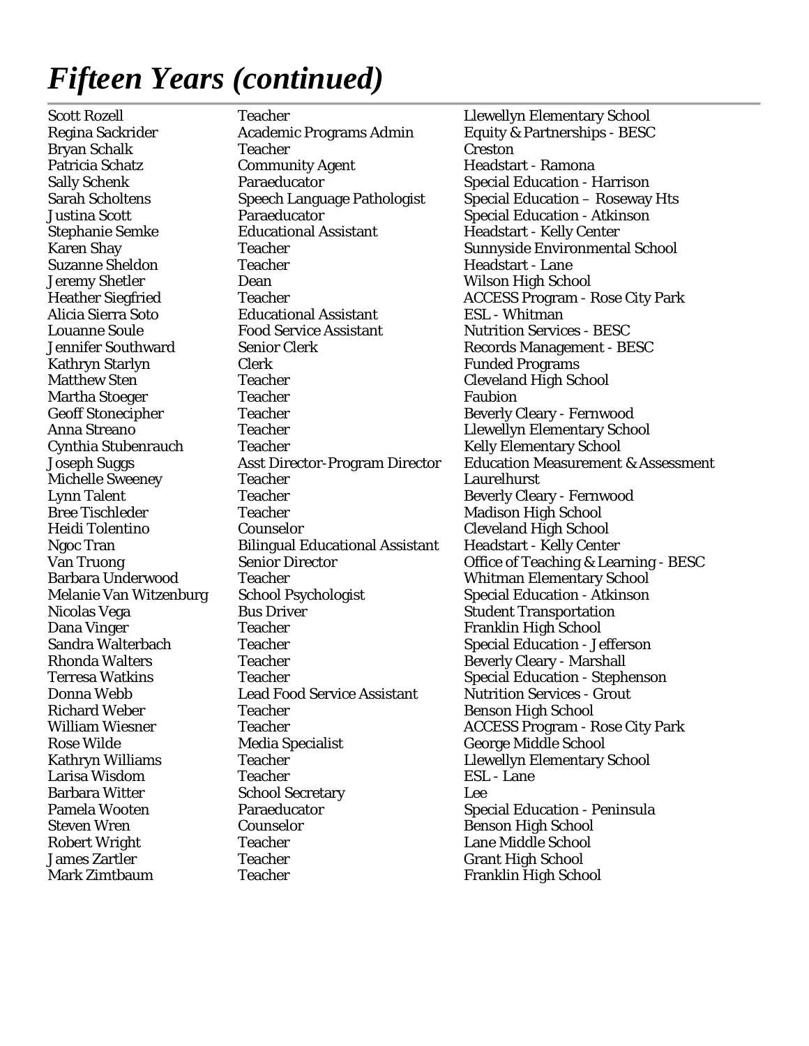# *Fifteen Years (continued)*

| Name | Position | Location |
|---|---|---|
| Scott Rozell | Teacher | Llewellyn Elementary School |
| Regina Sackrider | Academic Programs Admin | Equity & Partnerships - BESC |
| Bryan Schalk | Teacher | Creston |
| Patricia Schatz | Community Agent | Headstart - Ramona |
| Sally Schenk | Paraeducator | Special Education - Harrison |
| Sarah Scholtens | Speech Language Pathologist | Special Education – Roseway Hts |
| Justina Scott | Paraeducator | Special Education - Atkinson |
| Stephanie Semke | Educational Assistant | Headstart - Kelly Center |
| Karen Shay | Teacher | Sunnyside Environmental School |
| Suzanne Sheldon | Teacher | Headstart - Lane |
| Jeremy Shetler | Dean | Wilson High School |
| Heather Siegfried | Teacher | ACCESS Program - Rose City Park |
| Alicia Sierra Soto | Educational Assistant | ESL - Whitman |
| Louanne Soule | Food Service Assistant | Nutrition Services - BESC |
| Jennifer Southward | Senior Clerk | Records Management - BESC |
| Kathryn Starlyn | Clerk | Funded Programs |
| Matthew Sten | Teacher | Cleveland High School |
| Martha Stoeger | Teacher | Faubion |
| Geoff Stonecipher | Teacher | Beverly Cleary - Fernwood |
| Anna Streano | Teacher | Llewellyn Elementary School |
| Cynthia Stubenrauch | Teacher | Kelly Elementary School |
| Joseph Suggs | Asst Director-Program Director | Education Measurement & Assessment |
| Michelle Sweeney | Teacher | Laurelhurst |
| Lynn Talent | Teacher | Beverly Cleary - Fernwood |
| Bree Tischleder | Teacher | Madison High School |
| Heidi Tolentino | Counselor | Cleveland High School |
| Ngoc Tran | Bilingual Educational Assistant | Headstart - Kelly Center |
| Van Truong | Senior Director | Office of Teaching & Learning - BESC |
| Barbara Underwood | Teacher | Whitman Elementary School |
| Melanie Van Witzenburg | School Psychologist | Special Education - Atkinson |
| Nicolas Vega | Bus Driver | Student Transportation |
| Dana Vinger | Teacher | Franklin High School |
| Sandra Walterbach | Teacher | Special Education - Jefferson |
| Rhonda Walters | Teacher | Beverly Cleary - Marshall |
| Terresa Watkins | Teacher | Special Education - Stephenson |
| Donna Webb | Lead Food Service Assistant | Nutrition Services - Grout |
| Richard Weber | Teacher | Benson High School |
| William Wiesner | Teacher | ACCESS Program - Rose City Park |
| Rose Wilde | Media Specialist | George Middle School |
| Kathryn Williams | Teacher | Llewellyn Elementary School |
| Larisa Wisdom | Teacher | ESL - Lane |
| Barbara Witter | School Secretary | Lee |
| Pamela Wooten | Paraeducator | Special Education - Peninsula |
| Steven Wren | Counselor | Benson High School |
| Robert Wright | Teacher | Lane Middle School |
| James Zartler | Teacher | Grant High School |
| Mark Zimtbaum | Teacher | Franklin High School |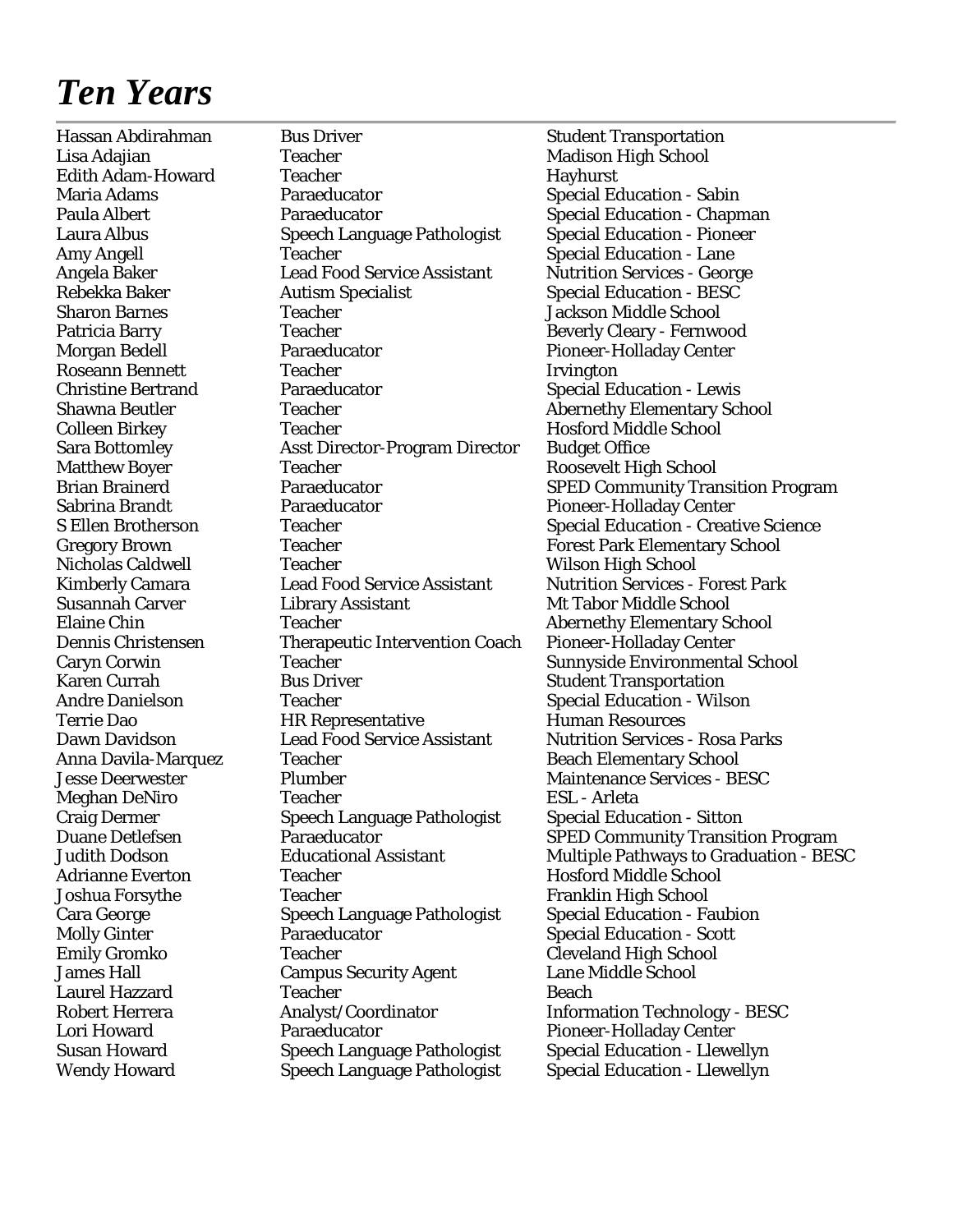# *Ten Years*

| | | |
|---|---|---|
| Hassan Abdirahman | Bus Driver | Student Transportation |
| Lisa Adajian | Teacher | Madison High School |
| Edith Adam-Howard | Teacher | Hayhurst |
| Maria Adams | Paraeducator | Special Education - Sabin |
| Paula Albert | Paraeducator | Special Education - Chapman |
| Laura Albus | Speech Language Pathologist | Special Education - Pioneer |
| Amy Angell | Teacher | Special Education - Lane |
| Angela Baker | Lead Food Service Assistant | Nutrition Services - George |
| Rebekka Baker | Autism Specialist | Special Education - BESC |
| Sharon Barnes | Teacher | Jackson Middle School |
| Patricia Barry | Teacher | Beverly Cleary - Fernwood |
| Morgan Bedell | Paraeducator | Pioneer-Holladay Center |
| Roseann Bennett | Teacher | Irvington |
| Christine Bertrand | Paraeducator | Special Education - Lewis |
| Shawna Beutler | Teacher | Abernethy Elementary School |
| Colleen Birkey | Teacher | Hosford Middle School |
| Sara Bottomley | Asst Director-Program Director | Budget Office |
| Matthew Boyer | Teacher | Roosevelt High School |
| Brian Brainerd | Paraeducator | SPED Community Transition Program |
| Sabrina Brandt | Paraeducator | Pioneer-Holladay Center |
| S Ellen Brotherson | Teacher | Special Education - Creative Science |
| Gregory Brown | Teacher | Forest Park Elementary School |
| Nicholas Caldwell | Teacher | Wilson High School |
| Kimberly Camara | Lead Food Service Assistant | Nutrition Services - Forest Park |
| Susannah Carver | Library Assistant | Mt Tabor Middle School |
| Elaine Chin | Teacher | Abernethy Elementary School |
| Dennis Christensen | Therapeutic Intervention Coach | Pioneer-Holladay Center |
| Caryn Corwin | Teacher | Sunnyside Environmental School |
| Karen Currah | Bus Driver | Student Transportation |
| Andre Danielson | Teacher | Special Education - Wilson |
| Terrie Dao | HR Representative | Human Resources |
| Dawn Davidson | Lead Food Service Assistant | Nutrition Services - Rosa Parks |
| Anna Davila-Marquez | Teacher | Beach Elementary School |
| Jesse Deerwester | Plumber | Maintenance Services - BESC |
| Meghan DeNiro | Teacher | ESL - Arleta |
| Craig Dermer | Speech Language Pathologist | Special Education - Sitton |
| Duane Detlefsen | Paraeducator | SPED Community Transition Program |
| Judith Dodson | Educational Assistant | Multiple Pathways to Graduation - BESC |
| Adrianne Everton | Teacher | Hosford Middle School |
| Joshua Forsythe | Teacher | Franklin High School |
| Cara George | Speech Language Pathologist | Special Education - Faubion |
| Molly Ginter | Paraeducator | Special Education - Scott |
| Emily Gromko | Teacher | Cleveland High School |
| James Hall | Campus Security Agent | Lane Middle School |
| Laurel Hazzard | Teacher | Beach |
| Robert Herrera | Analyst/Coordinator | Information Technology - BESC |
| Lori Howard | Paraeducator | Pioneer-Holladay Center |
| Susan Howard | Speech Language Pathologist | Special Education - Llewellyn |
| Wendy Howard | Speech Language Pathologist | Special Education - Llewellyn |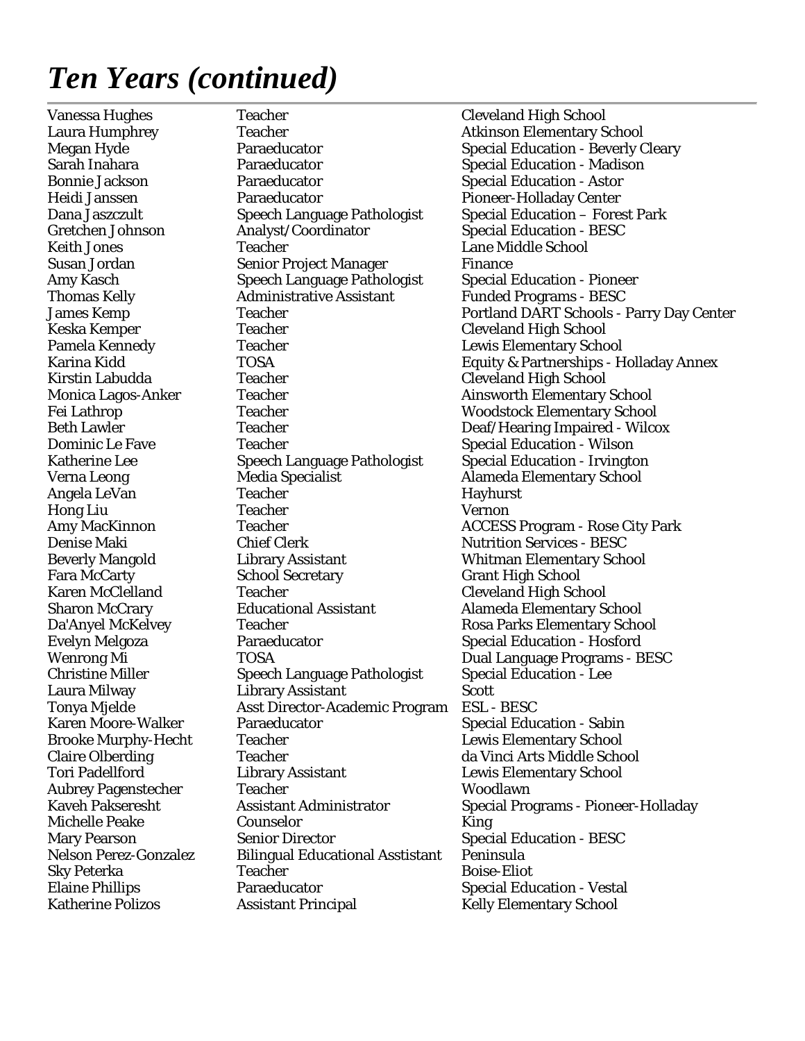# *Ten Years (continued)*

| | | |
|---|---|---|
| Vanessa Hughes | Teacher | Cleveland High School |
| Laura Humphrey | Teacher | Atkinson Elementary School |
| Megan Hyde | Paraeducator | Special Education - Beverly Cleary |
| Sarah Inahara | Paraeducator | Special Education - Madison |
| Bonnie Jackson | Paraeducator | Special Education - Astor |
| Heidi Janssen | Paraeducator | Pioneer-Holladay Center |
| Dana Jaszczult | Speech Language Pathologist | Special Education – Forest Park |
| Gretchen Johnson | Analyst/Coordinator | Special Education - BESC |
| Keith Jones | Teacher | Lane Middle School |
| Susan Jordan | Senior Project Manager | Finance |
| Amy Kasch | Speech Language Pathologist | Special Education - Pioneer |
| Thomas Kelly | Administrative Assistant | Funded Programs - BESC |
| James Kemp | Teacher | Portland DART Schools - Parry Day Center |
| Keska Kemper | Teacher | Cleveland High School |
| Pamela Kennedy | Teacher | Lewis Elementary School |
| Karina Kidd | TOSA | Equity & Partnerships - Holladay Annex |
| Kirstin Labudda | Teacher | Cleveland High School |
| Monica Lagos-Anker | Teacher | Ainsworth Elementary School |
| Fei Lathrop | Teacher | Woodstock Elementary School |
| Beth Lawler | Teacher | Deaf/Hearing Impaired - Wilcox |
| Dominic Le Fave | Teacher | Special Education - Wilson |
| Katherine Lee | Speech Language Pathologist | Special Education - Irvington |
| Verna Leong | Media Specialist | Alameda Elementary School |
| Angela LeVan | Teacher | Hayhurst |
| Hong Liu | Teacher | Vernon |
| Amy MacKinnon | Teacher | ACCESS Program - Rose City Park |
| Denise Maki | Chief Clerk | Nutrition Services - BESC |
| Beverly Mangold | Library Assistant | Whitman Elementary School |
| Fara McCarty | School Secretary | Grant High School |
| Karen McClelland | Teacher | Cleveland High School |
| Sharon McCrary | Educational Assistant | Alameda Elementary School |
| Da'Anyel McKelvey | Teacher | Rosa Parks Elementary School |
| Evelyn Melgoza | Paraeducator | Special Education - Hosford |
| Wenrong Mi | TOSA | Dual Language Programs - BESC |
| Christine Miller | Speech Language Pathologist | Special Education - Lee |
| Laura Milway | Library Assistant | Scott |
| Tonya Mjelde | Asst Director-Academic Program | ESL - BESC |
| Karen Moore-Walker | Paraeducator | Special Education - Sabin |
| Brooke Murphy-Hecht | Teacher | Lewis Elementary School |
| Claire Olberding | Teacher | da Vinci Arts Middle School |
| Tori Padellford | Library Assistant | Lewis Elementary School |
| Aubrey Pagenstecher | Teacher | Woodlawn |
| Kaveh Pakseresht | Assistant Administrator | Special Programs - Pioneer-Holladay |
| Michelle Peake | Counselor | King |
| Mary Pearson | Senior Director | Special Education - BESC |
| Nelson Perez-Gonzalez | Bilingual Educational Asstistant | Peninsula |
| Sky Peterka | Teacher | Boise-Eliot |
| Elaine Phillips | Paraeducator | Special Education - Vestal |
| Katherine Polizos | Assistant Principal | Kelly Elementary School |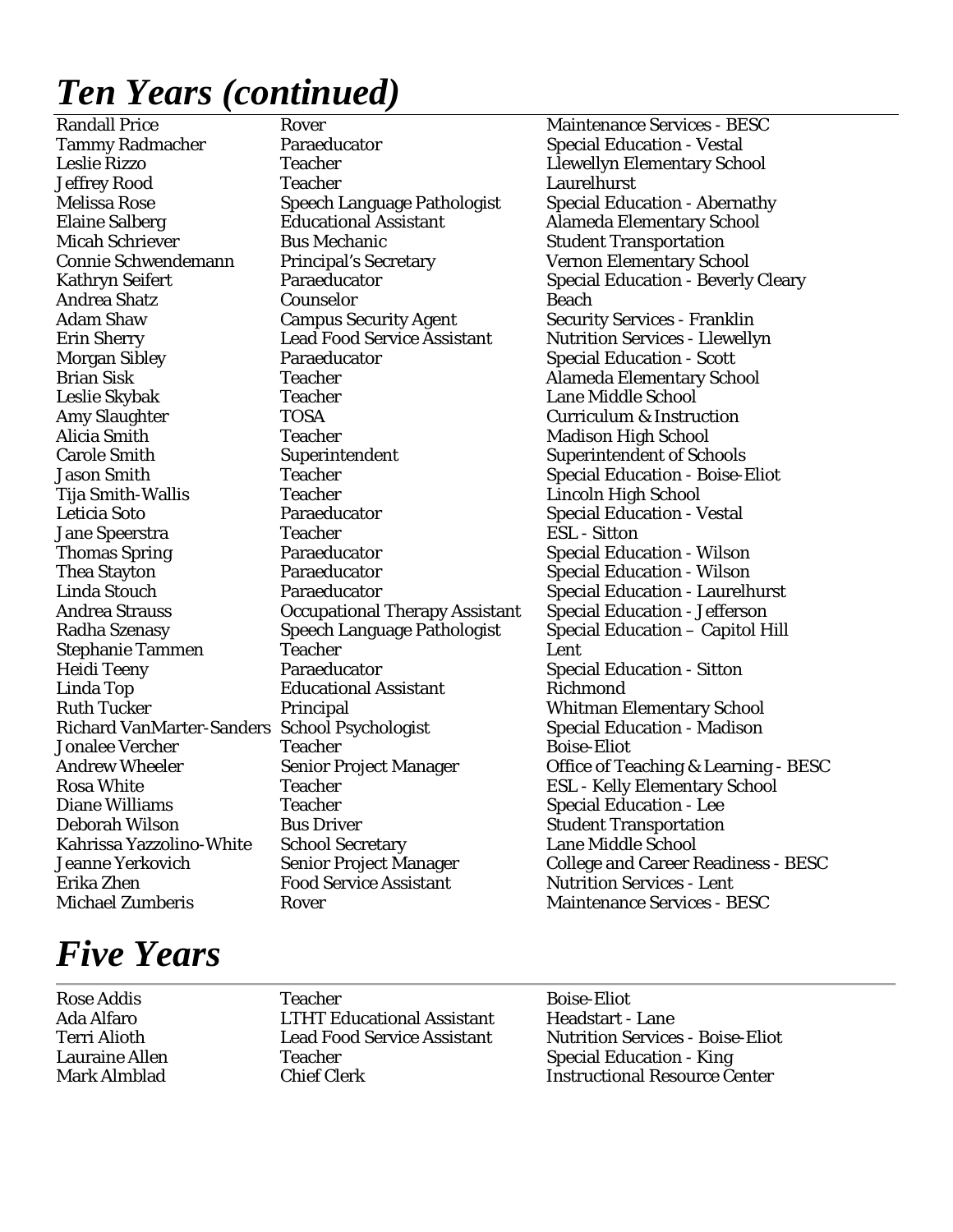# *Ten Years (continued)*

| Name | Position | Location |
|---|---|---|
| Randall Price | Rover | Maintenance Services - BESC |
| Tammy Radmacher | Paraeducator | Special Education - Vestal |
| Leslie Rizzo | Teacher | Llewellyn Elementary School |
| Jeffrey Rood | Teacher | Laurelhurst |
| Melissa Rose | Speech Language Pathologist | Special Education - Abernathy |
| Elaine Salberg | Educational Assistant | Alameda Elementary School |
| Micah Schriever | Bus Mechanic | Student Transportation |
| Connie Schwendemann | Principal's Secretary | Vernon Elementary School |
| Kathryn Seifert | Paraeducator | Special Education - Beverly Cleary |
| Andrea Shatz | Counselor | Beach |
| Adam Shaw | Campus Security Agent | Security Services - Franklin |
| Erin Sherry | Lead Food Service Assistant | Nutrition Services - Llewellyn |
| Morgan Sibley | Paraeducator | Special Education - Scott |
| Brian Sisk | Teacher | Alameda Elementary School |
| Leslie Skybak | Teacher | Lane Middle School |
| Amy Slaughter | TOSA | Curriculum & Instruction |
| Alicia Smith | Teacher | Madison High School |
| Carole Smith | Superintendent | Superintendent of Schools |
| Jason Smith | Teacher | Special Education - Boise-Eliot |
| Tija Smith-Wallis | Teacher | Lincoln High School |
| Leticia Soto | Paraeducator | Special Education - Vestal |
| Jane Speerstra | Teacher | ESL - Sitton |
| Thomas Spring | Paraeducator | Special Education - Wilson |
| Thea Stayton | Paraeducator | Special Education - Wilson |
| Linda Stouch | Paraeducator | Special Education - Laurelhurst |
| Andrea Strauss | Occupational Therapy Assistant | Special Education - Jefferson |
| Radha Szenasy | Speech Language Pathologist | Special Education – Capitol Hill |
| Stephanie Tammen | Teacher | Lent |
| Heidi Teeny | Paraeducator | Special Education - Sitton |
| Linda Top | Educational Assistant | Richmond |
| Ruth Tucker | Principal | Whitman Elementary School |
| Richard VanMarter-Sanders | School Psychologist | Special Education - Madison |
| Jonalee Vercher | Teacher | Boise-Eliot |
| Andrew Wheeler | Senior Project Manager | Office of Teaching & Learning - BESC |
| Rosa White | Teacher | ESL - Kelly Elementary School |
| Diane Williams | Teacher | Special Education - Lee |
| Deborah Wilson | Bus Driver | Student Transportation |
| Kahrissa Yazzolino-White | School Secretary | Lane Middle School |
| Jeanne Yerkovich | Senior Project Manager | College and Career Readiness - BESC |
| Erika Zhen | Food Service Assistant | Nutrition Services - Lent |
| Michael Zumberis | Rover | Maintenance Services - BESC |

# *Five Years*

| Name | Position | Location |
|---|---|---|
| Rose Addis | Teacher | Boise-Eliot |
| Ada Alfaro | LTHT Educational Assistant | Headstart - Lane |
| Terri Alioth | Lead Food Service Assistant | Nutrition Services - Boise-Eliot |
| Lauraine Allen | Teacher | Special Education - King |
| Mark Almblad | Chief Clerk | Instructional Resource Center |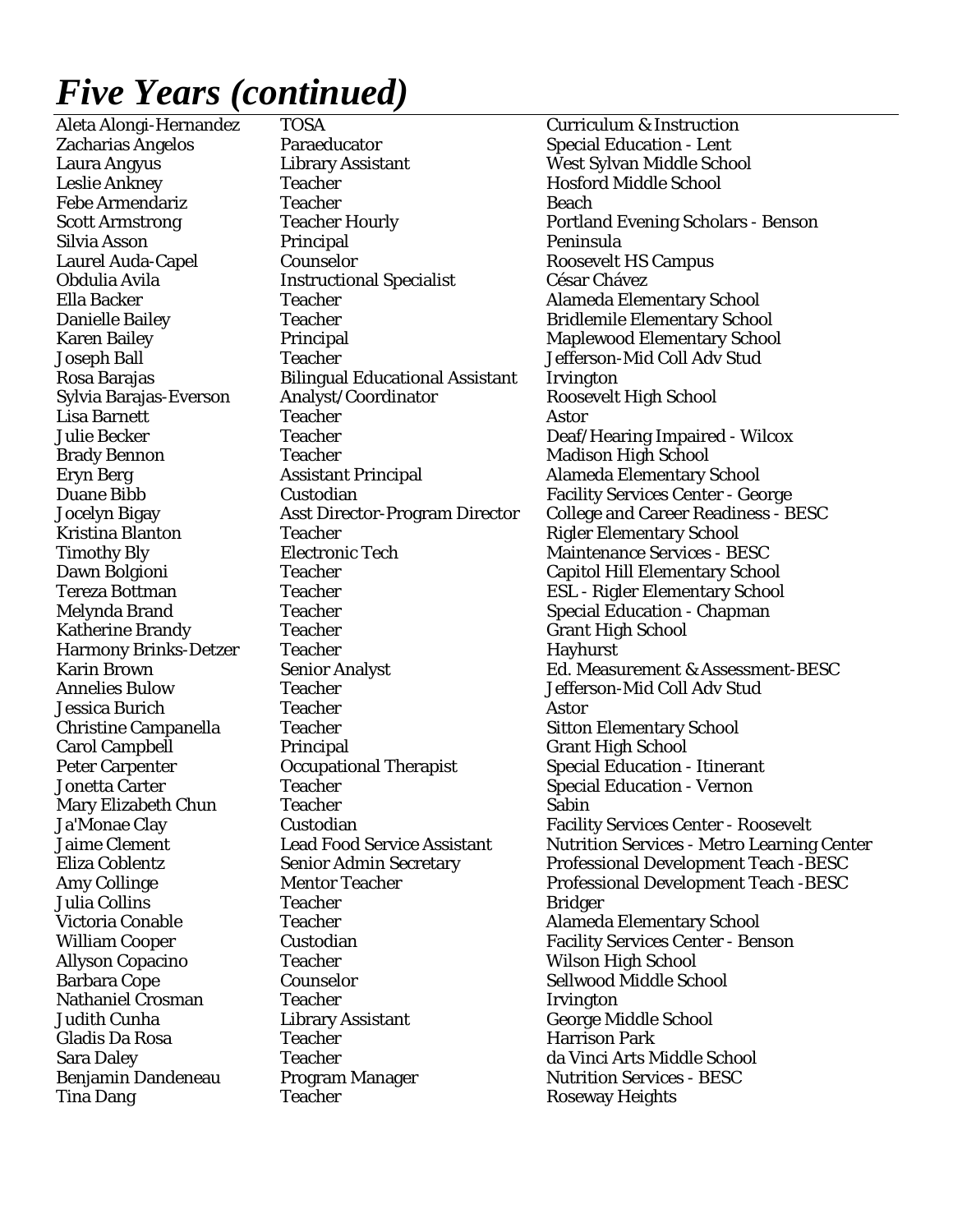# *Five Years (continued)*

| Name | Position | Location |
|---|---|---|
| Aleta Alongi-Hernandez | TOSA | Curriculum & Instruction |
| Zacharias Angelos | Paraeducator | Special Education - Lent |
| Laura Angyus | Library Assistant | West Sylvan Middle School |
| Leslie Ankney | Teacher | Hosford Middle School |
| Febe Armendariz | Teacher | Beach |
| Scott Armstrong | Teacher Hourly | Portland Evening Scholars - Benson |
| Silvia Asson | Principal | Peninsula |
| Laurel Auda-Capel | Counselor | Roosevelt HS Campus |
| Obdulia Avila | Instructional Specialist | César Chávez |
| Ella Backer | Teacher | Alameda Elementary School |
| Danielle Bailey | Teacher | Bridlemile Elementary School |
| Karen Bailey | Principal | Maplewood Elementary School |
| Joseph Ball | Teacher | Jefferson-Mid Coll Adv Stud |
| Rosa Barajas | Bilingual Educational Assistant | Irvington |
| Sylvia Barajas-Everson | Analyst/Coordinator | Roosevelt High School |
| Lisa Barnett | Teacher | Astor |
| Julie Becker | Teacher | Deaf/Hearing Impaired - Wilcox |
| Brady Bennon | Teacher | Madison High School |
| Eryn Berg | Assistant Principal | Alameda Elementary School |
| Duane Bibb | Custodian | Facility Services Center - George |
| Jocelyn Bigay | Asst Director-Program Director | College and Career Readiness - BESC |
| Kristina Blanton | Teacher | Rigler Elementary School |
| Timothy Bly | Electronic Tech | Maintenance Services - BESC |
| Dawn Bolgioni | Teacher | Capitol Hill Elementary School |
| Tereza Bottman | Teacher | ESL - Rigler Elementary School |
| Melynda Brand | Teacher | Special Education - Chapman |
| Katherine Brandy | Teacher | Grant High School |
| Harmony Brinks-Detzer | Teacher | Hayhurst |
| Karin Brown | Senior Analyst | Ed. Measurement & Assessment-BESC |
| Annelies Bulow | Teacher | Jefferson-Mid Coll Adv Stud |
| Jessica Burich | Teacher | Astor |
| Christine Campanella | Teacher | Sitton Elementary School |
| Carol Campbell | Principal | Grant High School |
| Peter Carpenter | Occupational Therapist | Special Education - Itinerant |
| Jonetta Carter | Teacher | Special Education - Vernon |
| Mary Elizabeth Chun | Teacher | Sabin |
| Ja'Monae Clay | Custodian | Facility Services Center - Roosevelt |
| Jaime Clement | Lead Food Service Assistant | Nutrition Services - Metro Learning Center |
| Eliza Coblentz | Senior Admin Secretary | Professional Development Teach -BESC |
| Amy Collinge | Mentor Teacher | Professional Development Teach -BESC |
| Julia Collins | Teacher | Bridger |
| Victoria Conable | Teacher | Alameda Elementary School |
| William Cooper | Custodian | Facility Services Center - Benson |
| Allyson Copacino | Teacher | Wilson High School |
| Barbara Cope | Counselor | Sellwood Middle School |
| Nathaniel Crosman | Teacher | Irvington |
| Judith Cunha | Library Assistant | George Middle School |
| Gladis Da Rosa | Teacher | Harrison Park |
| Sara Daley | Teacher | da Vinci Arts Middle School |
| Benjamin Dandeneau | Program Manager | Nutrition Services - BESC |
| Tina Dang | Teacher | Roseway Heights |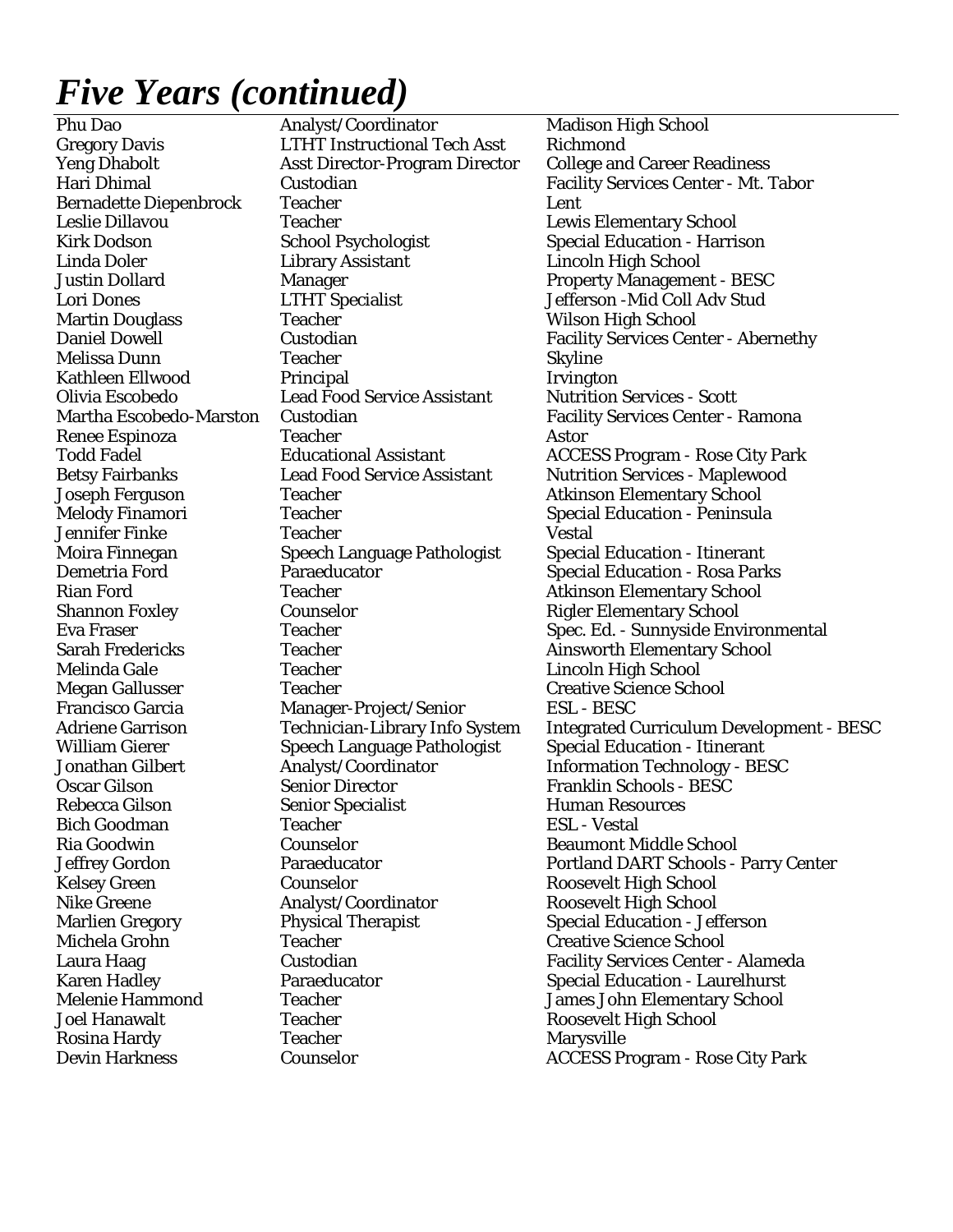# *Five Years (continued)*

| | | |
|---|---|---|
| Phu Dao | Analyst/Coordinator | Madison High School |
| Gregory Davis | LTHT Instructional Tech Asst | Richmond |
| Yeng Dhabolt | Asst Director-Program Director | College and Career Readiness |
| Hari Dhimal | Custodian | Facility Services Center - Mt. Tabor |
| Bernadette Diepenbrock | Teacher | Lent |
| Leslie Dillavou | Teacher | Lewis Elementary School |
| Kirk Dodson | School Psychologist | Special Education - Harrison |
| Linda Doler | Library Assistant | Lincoln High School |
| Justin Dollard | Manager | Property Management - BESC |
| Lori Dones | LTHT Specialist | Jefferson -Mid Coll Adv Stud |
| Martin Douglass | Teacher | Wilson High School |
| Daniel Dowell | Custodian | Facility Services Center - Abernethy |
| Melissa Dunn | Teacher | Skyline |
| Kathleen Ellwood | Principal | Irvington |
| Olivia Escobedo | Lead Food Service Assistant | Nutrition Services - Scott |
| Martha Escobedo-Marston | Custodian | Facility Services Center - Ramona |
| Renee Espinoza | Teacher | Astor |
| Todd Fadel | Educational Assistant | ACCESS Program - Rose City Park |
| Betsy Fairbanks | Lead Food Service Assistant | Nutrition Services - Maplewood |
| Joseph Ferguson | Teacher | Atkinson Elementary School |
| Melody Finamori | Teacher | Special Education - Peninsula |
| Jennifer Finke | Teacher | Vestal |
| Moira Finnegan | Speech Language Pathologist | Special Education - Itinerant |
| Demetria Ford | Paraeducator | Special Education - Rosa Parks |
| Rian Ford | Teacher | Atkinson Elementary School |
| Shannon Foxley | Counselor | Rigler Elementary School |
| Eva Fraser | Teacher | Spec. Ed. - Sunnyside Environmental |
| Sarah Fredericks | Teacher | Ainsworth Elementary School |
| Melinda Gale | Teacher | Lincoln High School |
| Megan Gallusser | Teacher | Creative Science School |
| Francisco Garcia | Manager-Project/Senior | ESL - BESC |
| Adriene Garrison | Technician-Library Info System | Integrated Curriculum Development - BESC |
| William Gierer | Speech Language Pathologist | Special Education - Itinerant |
| Jonathan Gilbert | Analyst/Coordinator | Information Technology - BESC |
| Oscar Gilson | Senior Director | Franklin Schools - BESC |
| Rebecca Gilson | Senior Specialist | Human Resources |
| Bich Goodman | Teacher | ESL - Vestal |
| Ria Goodwin | Counselor | Beaumont Middle School |
| Jeffrey Gordon | Paraeducator | Portland DART Schools - Parry Center |
| Kelsey Green | Counselor | Roosevelt High School |
| Nike Greene | Analyst/Coordinator | Roosevelt High School |
| Marlien Gregory | Physical Therapist | Special Education - Jefferson |
| Michela Grohn | Teacher | Creative Science School |
| Laura Haag | Custodian | Facility Services Center - Alameda |
| Karen Hadley | Paraeducator | Special Education - Laurelhurst |
| Melenie Hammond | Teacher | James John Elementary School |
| Joel Hanawalt | Teacher | Roosevelt High School |
| Rosina Hardy | Teacher | Marysville |
| Devin Harkness | Counselor | ACCESS Program - Rose City Park |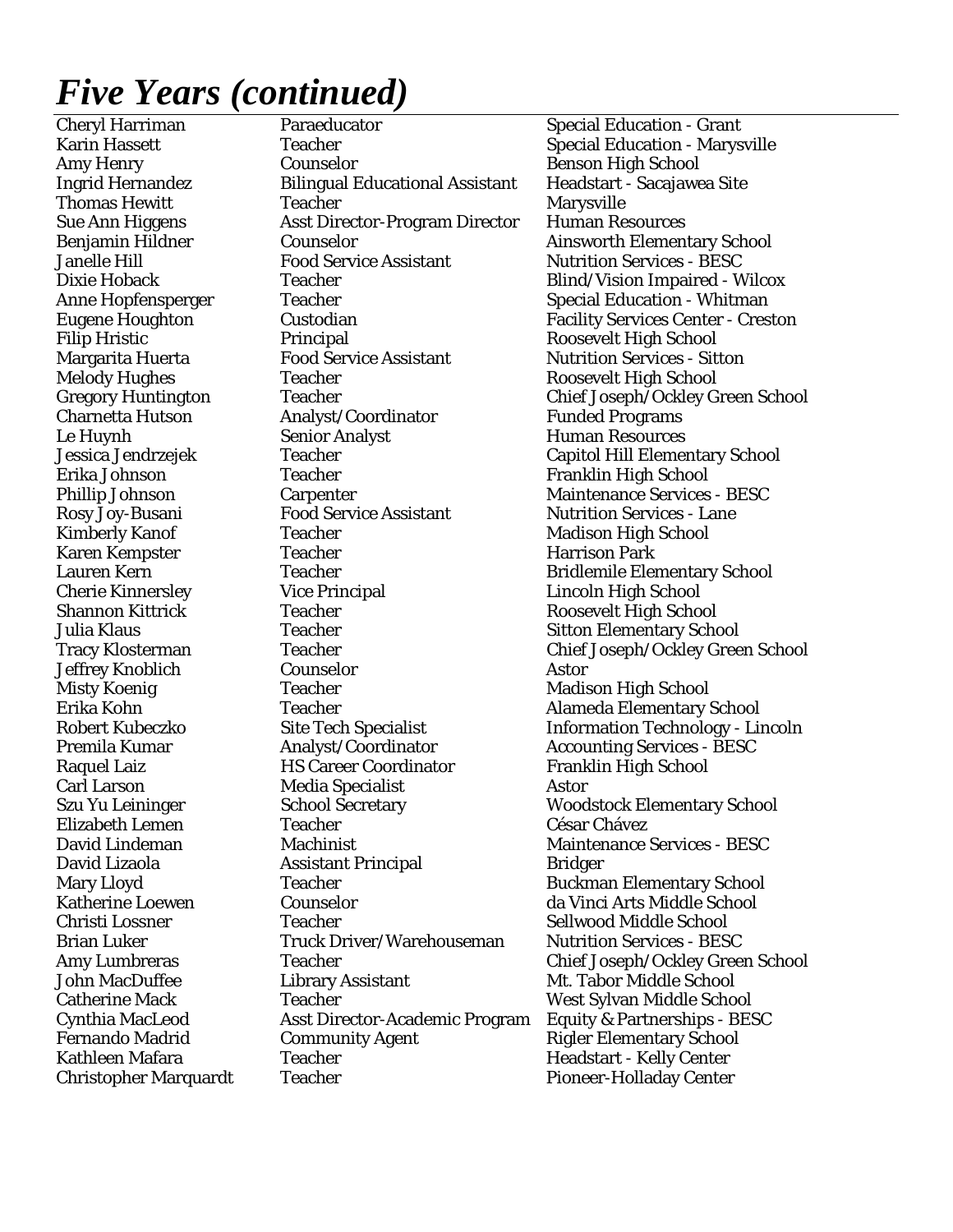# *Five Years (continued)*

| | | |
|---|---|---|
| Cheryl Harriman | Paraeducator | Special Education - Grant |
| Karin Hassett | Teacher | Special Education - Marysville |
| Amy Henry | Counselor | Benson High School |
| Ingrid Hernandez | Bilingual Educational Assistant | Headstart - Sacajawea Site |
| Thomas Hewitt | Teacher | Marysville |
| Sue Ann Higgens | Asst Director-Program Director | Human Resources |
| Benjamin Hildner | Counselor | Ainsworth Elementary School |
| Janelle Hill | Food Service Assistant | Nutrition Services - BESC |
| Dixie Hoback | Teacher | Blind/Vision Impaired - Wilcox |
| Anne Hopfensperger | Teacher | Special Education - Whitman |
| Eugene Houghton | Custodian | Facility Services Center - Creston |
| Filip Hristic | Principal | Roosevelt High School |
| Margarita Huerta | Food Service Assistant | Nutrition Services - Sitton |
| Melody Hughes | Teacher | Roosevelt High School |
| Gregory Huntington | Teacher | Chief Joseph/Ockley Green School |
| Charnetta Hutson | Analyst/Coordinator | Funded Programs |
| Le Huynh | Senior Analyst | Human Resources |
| Jessica Jendrzejek | Teacher | Capitol Hill Elementary School |
| Erika Johnson | Teacher | Franklin High School |
| Phillip Johnson | Carpenter | Maintenance Services - BESC |
| Rosy Joy-Busani | Food Service Assistant | Nutrition Services - Lane |
| Kimberly Kanof | Teacher | Madison High School |
| Karen Kempster | Teacher | Harrison Park |
| Lauren Kern | Teacher | Bridlemile Elementary School |
| Cherie Kinnersley | Vice Principal | Lincoln High School |
| Shannon Kittrick | Teacher | Roosevelt High School |
| Julia Klaus | Teacher | Sitton Elementary School |
| Tracy Klosterman | Teacher | Chief Joseph/Ockley Green School |
| Jeffrey Knoblich | Counselor | Astor |
| Misty Koenig | Teacher | Madison High School |
| Erika Kohn | Teacher | Alameda Elementary School |
| Robert Kubeczko | Site Tech Specialist | Information Technology - Lincoln |
| Premila Kumar | Analyst/Coordinator | Accounting Services - BESC |
| Raquel Laiz | HS Career Coordinator | Franklin High School |
| Carl Larson | Media Specialist | Astor |
| Szu Yu Leininger | School Secretary | Woodstock Elementary School |
| Elizabeth Lemen | Teacher | César Chávez |
| David Lindeman | Machinist | Maintenance Services - BESC |
| David Lizaola | Assistant Principal | Bridger |
| Mary Lloyd | Teacher | Buckman Elementary School |
| Katherine Loewen | Counselor | da Vinci Arts Middle School |
| Christi Lossner | Teacher | Sellwood Middle School |
| Brian Luker | Truck Driver/Warehouseman | Nutrition Services - BESC |
| Amy Lumbreras | Teacher | Chief Joseph/Ockley Green School |
| John MacDuffee | Library Assistant | Mt. Tabor Middle School |
| Catherine Mack | Teacher | West Sylvan Middle School |
| Cynthia MacLeod | Asst Director-Academic Program | Equity & Partnerships - BESC |
| Fernando Madrid | Community Agent | Rigler Elementary School |
| Kathleen Mafara | Teacher | Headstart - Kelly Center |
| Christopher Marquardt | Teacher | Pioneer-Holladay Center |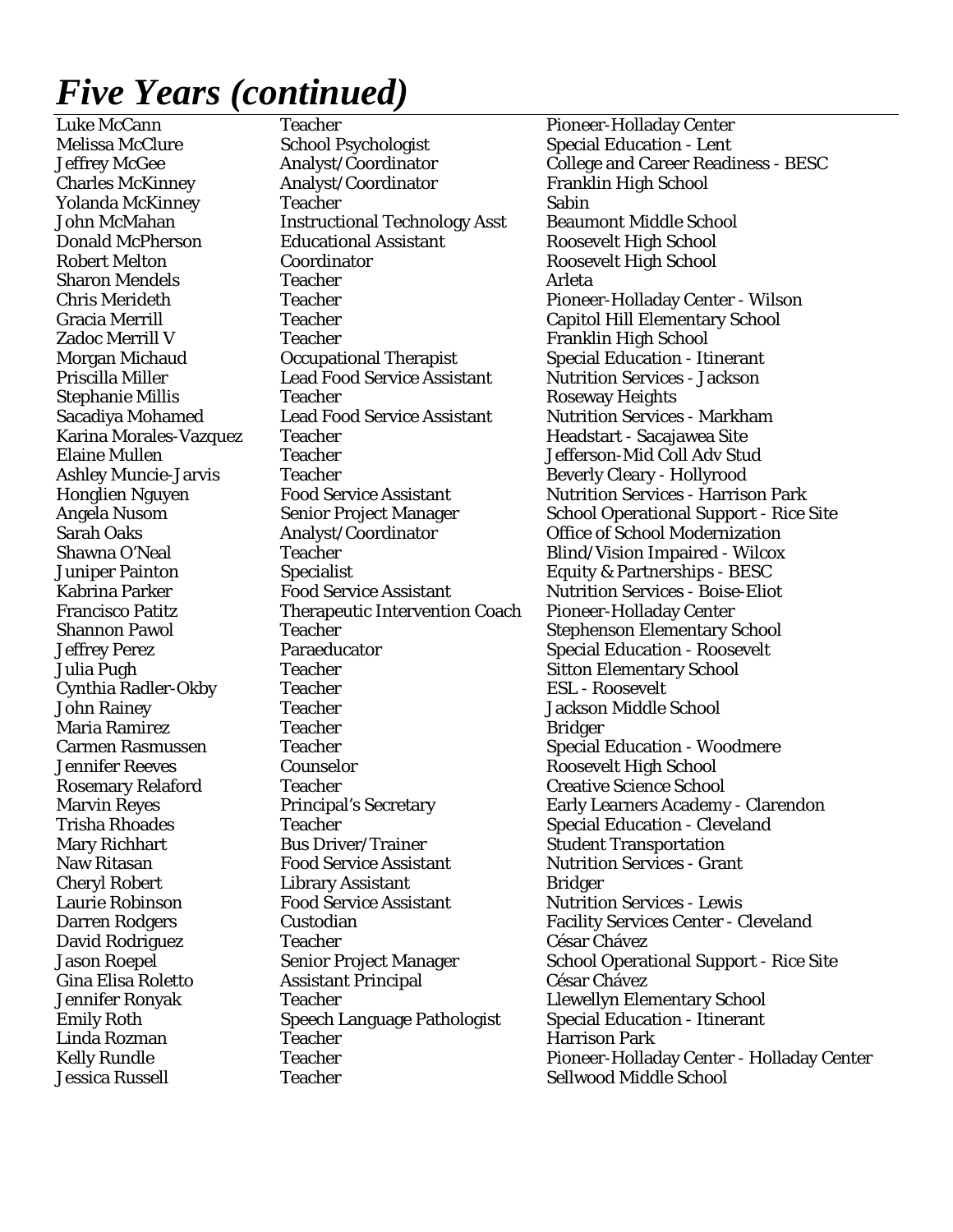# *Five Years (continued)*

| | | |
|---|---|---|
| Luke McCann | Teacher | Pioneer-Holladay Center |
| Melissa McClure | School Psychologist | Special Education - Lent |
| Jeffrey McGee | Analyst/Coordinator | College and Career Readiness - BESC |
| Charles McKinney | Analyst/Coordinator | Franklin High School |
| Yolanda McKinney | Teacher | Sabin |
| John McMahan | Instructional Technology Asst | Beaumont Middle School |
| Donald McPherson | Educational Assistant | Roosevelt High School |
| Robert Melton | Coordinator | Roosevelt High School |
| Sharon Mendels | Teacher | Arleta |
| Chris Merideth | Teacher | Pioneer-Holladay Center - Wilson |
| Gracia Merrill | Teacher | Capitol Hill Elementary School |
| Zadoc Merrill V | Teacher | Franklin High School |
| Morgan Michaud | Occupational Therapist | Special Education - Itinerant |
| Priscilla Miller | Lead Food Service Assistant | Nutrition Services - Jackson |
| Stephanie Millis | Teacher | Roseway Heights |
| Sacadiya Mohamed | Lead Food Service Assistant | Nutrition Services - Markham |
| Karina Morales-Vazquez | Teacher | Headstart - Sacajawea Site |
| Elaine Mullen | Teacher | Jefferson-Mid Coll Adv Stud |
| Ashley Muncie-Jarvis | Teacher | Beverly Cleary - Hollyrood |
| Honglien Nguyen | Food Service Assistant | Nutrition Services - Harrison Park |
| Angela Nusom | Senior Project Manager | School Operational Support - Rice Site |
| Sarah Oaks | Analyst/Coordinator | Office of School Modernization |
| Shawna O'Neal | Teacher | Blind/Vision Impaired - Wilcox |
| Juniper Painton | Specialist | Equity & Partnerships - BESC |
| Kabrina Parker | Food Service Assistant | Nutrition Services - Boise-Eliot |
| Francisco Patitz | Therapeutic Intervention Coach | Pioneer-Holladay Center |
| Shannon Pawol | Teacher | Stephenson Elementary School |
| Jeffrey Perez | Paraeducator | Special Education - Roosevelt |
| Julia Pugh | Teacher | Sitton Elementary School |
| Cynthia Radler-Okby | Teacher | ESL - Roosevelt |
| John Rainey | Teacher | Jackson Middle School |
| Maria Ramirez | Teacher | Bridger |
| Carmen Rasmussen | Teacher | Special Education - Woodmere |
| Jennifer Reeves | Counselor | Roosevelt High School |
| Rosemary Relaford | Teacher | Creative Science School |
| Marvin Reyes | Principal's Secretary | Early Learners Academy - Clarendon |
| Trisha Rhoades | Teacher | Special Education - Cleveland |
| Mary Richhart | Bus Driver/Trainer | Student Transportation |
| Naw Ritasan | Food Service Assistant | Nutrition Services - Grant |
| Cheryl Robert | Library Assistant | Bridger |
| Laurie Robinson | Food Service Assistant | Nutrition Services - Lewis |
| Darren Rodgers | Custodian | Facility Services Center - Cleveland |
| David Rodriguez | Teacher | César Chávez |
| Jason Roepel | Senior Project Manager | School Operational Support - Rice Site |
| Gina Elisa Roletto | Assistant Principal | César Chávez |
| Jennifer Ronyak | Teacher | Llewellyn Elementary School |
| Emily Roth | Speech Language Pathologist | Special Education - Itinerant |
| Linda Rozman | Teacher | Harrison Park |
| Kelly Rundle | Teacher | Pioneer-Holladay Center - Holladay Center |
| Jessica Russell | Teacher | Sellwood Middle School |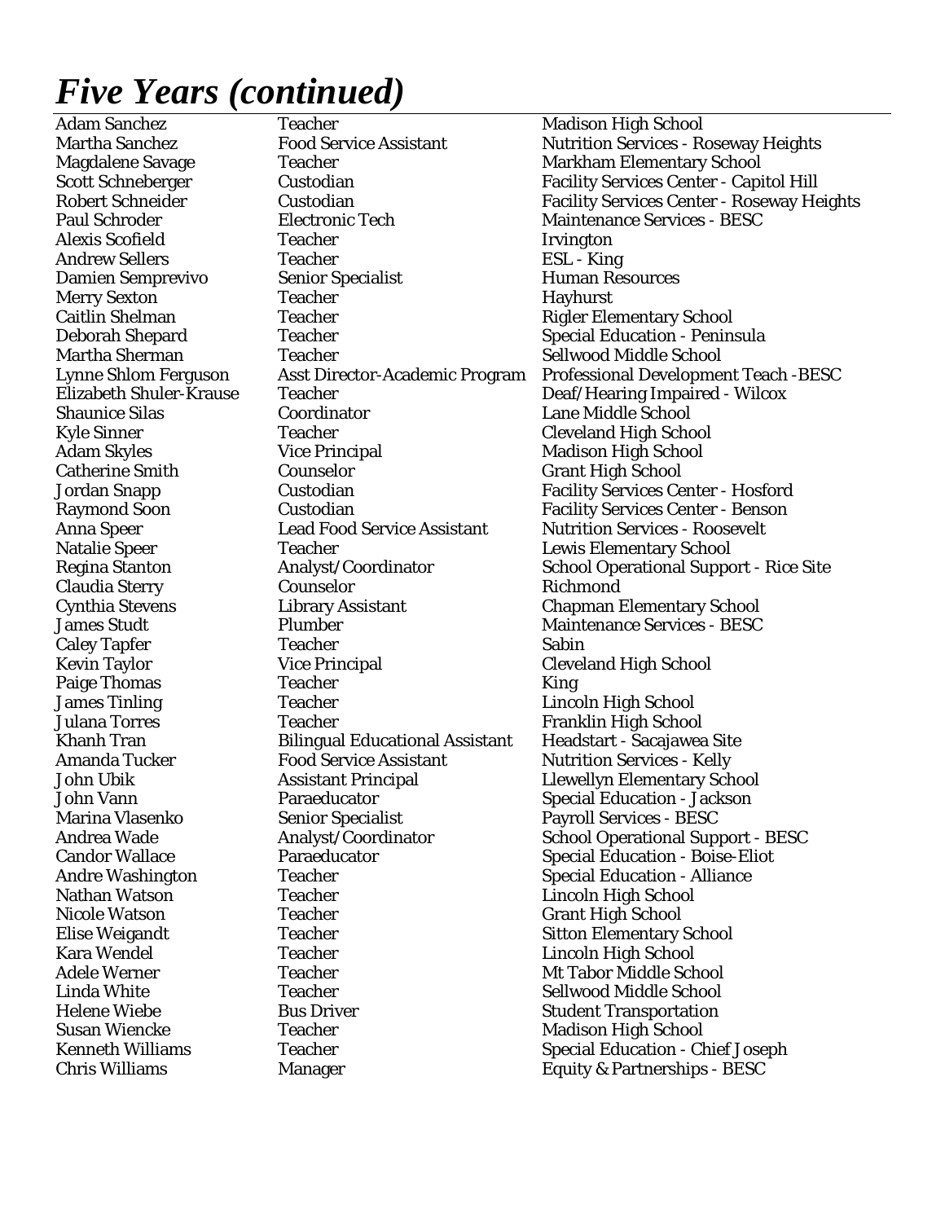# *Five Years (continued)*

| | | |
|---|---|---|
| Adam Sanchez | Teacher | Madison High School |
| Martha Sanchez | Food Service Assistant | Nutrition Services - Roseway Heights |
| Magdalene Savage | Teacher | Markham Elementary School |
| Scott Schneberger | Custodian | Facility Services Center - Capitol Hill |
| Robert Schneider | Custodian | Facility Services Center - Roseway Heights |
| Paul Schroder | Electronic Tech | Maintenance Services - BESC |
| Alexis Scofield | Teacher | Irvington |
| Andrew Sellers | Teacher | ESL - King |
| Damien Semprevivo | Senior Specialist | Human Resources |
| Merry Sexton | Teacher | Hayhurst |
| Caitlin Shelman | Teacher | Rigler Elementary School |
| Deborah Shepard | Teacher | Special Education - Peninsula |
| Martha Sherman | Teacher | Sellwood Middle School |
| Lynne Shlom Ferguson | Asst Director-Academic Program | Professional Development Teach -BESC |
| Elizabeth Shuler-Krause | Teacher | Deaf/Hearing Impaired - Wilcox |
| Shaunice Silas | Coordinator | Lane Middle School |
| Kyle Sinner | Teacher | Cleveland High School |
| Adam Skyles | Vice Principal | Madison High School |
| Catherine Smith | Counselor | Grant High School |
| Jordan Snapp | Custodian | Facility Services Center - Hosford |
| Raymond Soon | Custodian | Facility Services Center - Benson |
| Anna Speer | Lead Food Service Assistant | Nutrition Services - Roosevelt |
| Natalie Speer | Teacher | Lewis Elementary School |
| Regina Stanton | Analyst/Coordinator | School Operational Support - Rice Site |
| Claudia Sterry | Counselor | Richmond |
| Cynthia Stevens | Library Assistant | Chapman Elementary School |
| James Studt | Plumber | Maintenance Services - BESC |
| Caley Tapfer | Teacher | Sabin |
| Kevin Taylor | Vice Principal | Cleveland High School |
| Paige Thomas | Teacher | King |
| James Tinling | Teacher | Lincoln High School |
| Julana Torres | Teacher | Franklin High School |
| Khanh Tran | Bilingual Educational Assistant | Headstart - Sacajawea Site |
| Amanda Tucker | Food Service Assistant | Nutrition Services - Kelly |
| John Ubik | Assistant Principal | Llewellyn Elementary School |
| John Vann | Paraeducator | Special Education - Jackson |
| Marina Vlasenko | Senior Specialist | Payroll Services - BESC |
| Andrea Wade | Analyst/Coordinator | School Operational Support - BESC |
| Candor Wallace | Paraeducator | Special Education - Boise-Eliot |
| Andre Washington | Teacher | Special Education - Alliance |
| Nathan Watson | Teacher | Lincoln High School |
| Nicole Watson | Teacher | Grant High School |
| Elise Weigandt | Teacher | Sitton Elementary School |
| Kara Wendel | Teacher | Lincoln High School |
| Adele Werner | Teacher | Mt Tabor Middle School |
| Linda White | Teacher | Sellwood Middle School |
| Helene Wiebe | Bus Driver | Student Transportation |
| Susan Wiencke | Teacher | Madison High School |
| Kenneth Williams | Teacher | Special Education - Chief Joseph |
| Chris Williams | Manager | Equity & Partnerships - BESC |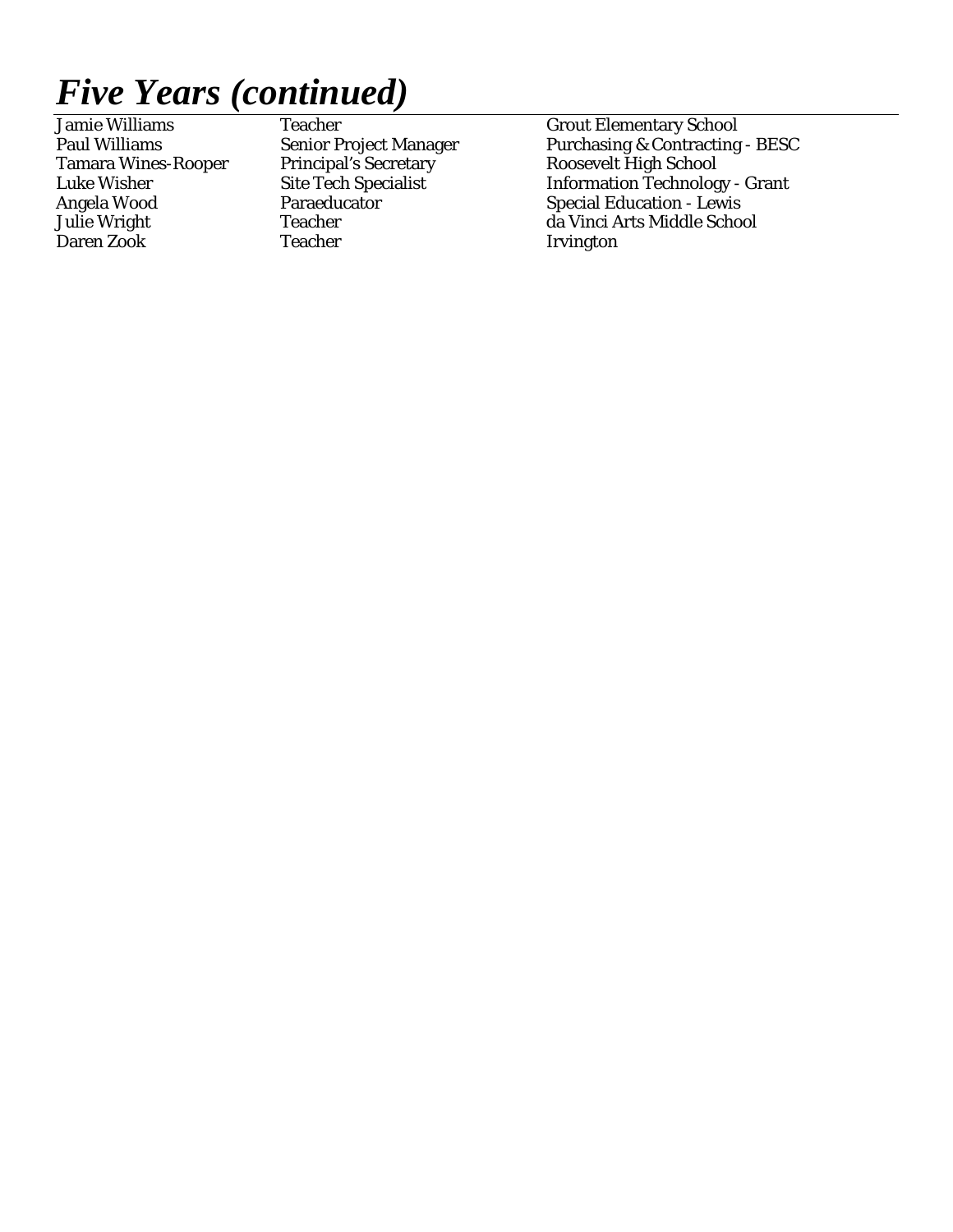# *Five Years (continued)*

| | | |
|---|---|---|
| Jamie Williams | Teacher | Grout Elementary School |
| Paul Williams | Senior Project Manager | Purchasing & Contracting - BESC |
| Tamara Wines-Rooper | Principal's Secretary | Roosevelt High School |
| Luke Wisher | Site Tech Specialist | Information Technology - Grant |
| Angela Wood | Paraeducator | Special Education - Lewis |
| Julie Wright | Teacher | da Vinci Arts Middle School |
| Daren Zook | Teacher | Irvington |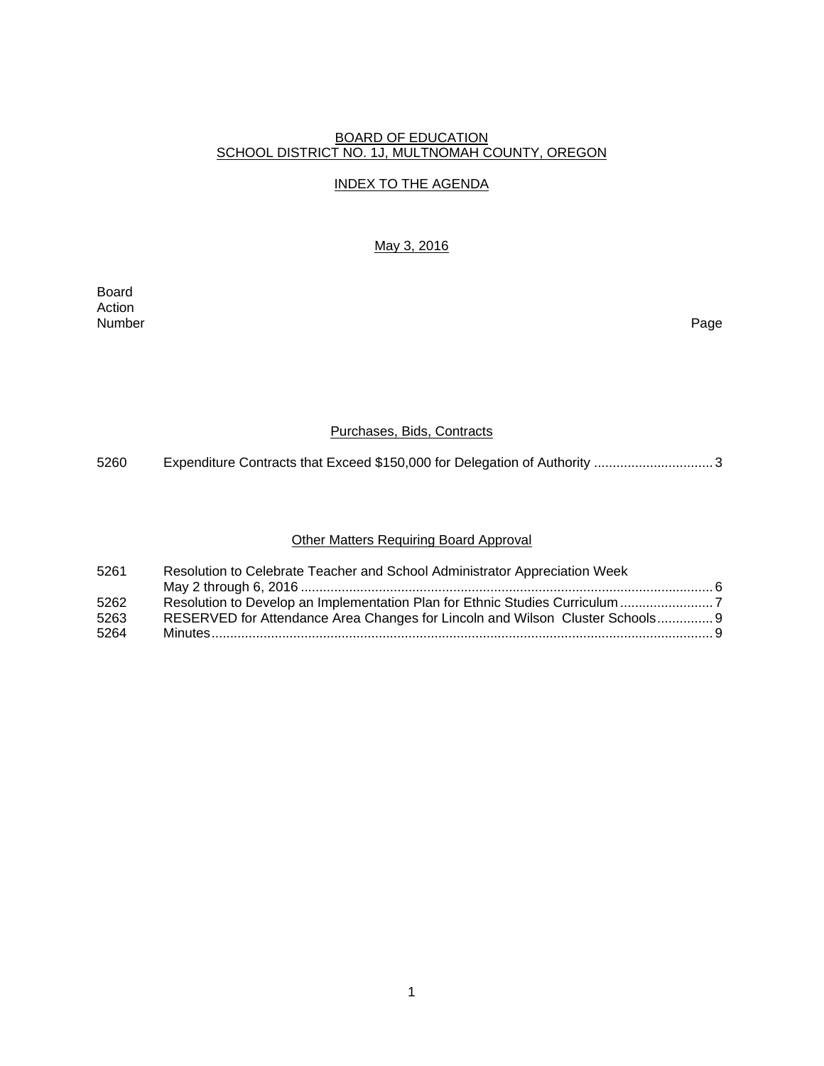BOARD OF EDUCATION
SCHOOL DISTRICT NO. 1J, MULTNOMAH COUNTY, OREGON

INDEX TO THE AGENDA

May 3, 2016

| Board Action Number | | Page |
|---|---|---|

### Purchases, Bids, Contracts

| | | |
|---|---|---|
| 5260 | Expenditure Contracts that Exceed $150,000 for Delegation of Authority | 3 |

### Other Matters Requiring Board Approval

| | | |
|---|---|---|
| 5261 | Resolution to Celebrate Teacher and School Administrator Appreciation Week May 2 through 6, 2016 | 6 |
| 5262 | Resolution to Develop an Implementation Plan for Ethnic Studies Curriculum | 7 |
| 5263 | RESERVED for Attendance Area Changes for Lincoln and Wilson Cluster Schools | 9 |
| 5264 | Minutes | 9 |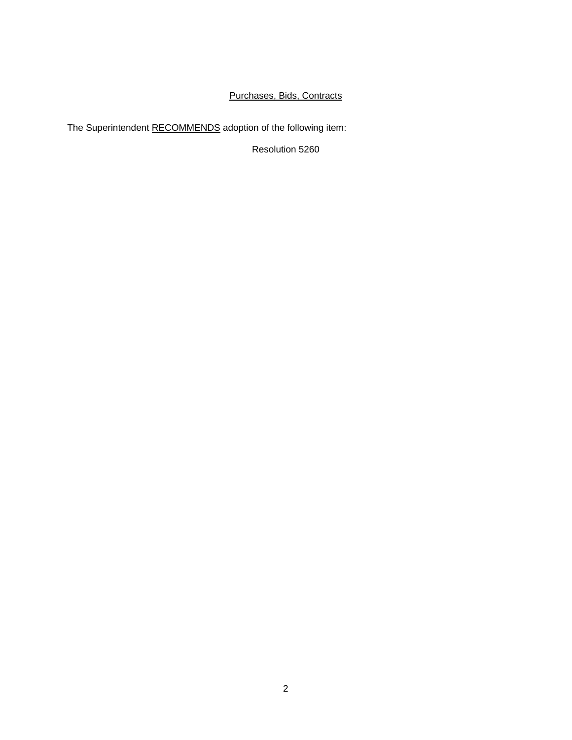## Purchases, Bids, Contracts

The Superintendent RECOMMENDS adoption of the following item:

Resolution 5260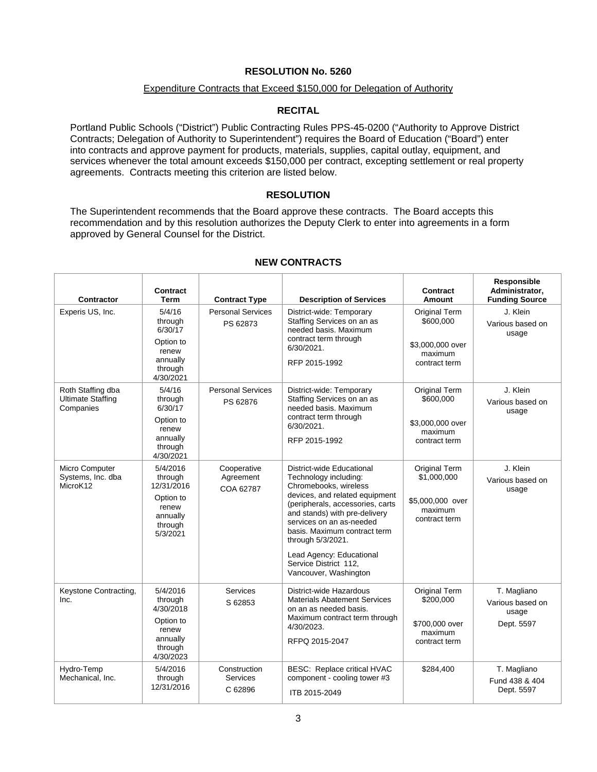# RESOLUTION No. 5260

## Expenditure Contracts that Exceed $150,000 for Delegation of Authority

### RECITAL

Portland Public Schools ("District") Public Contracting Rules PPS-45-0200 ("Authority to Approve District Contracts; Delegation of Authority to Superintendent") requires the Board of Education ("Board") enter into contracts and approve payment for products, materials, supplies, capital outlay, equipment, and services whenever the total amount exceeds $150,000 per contract, excepting settlement or real property agreements. Contracts meeting this criterion are listed below.

### RESOLUTION

The Superintendent recommends that the Board approve these contracts. The Board accepts this recommendation and by this resolution authorizes the Deputy Clerk to enter into agreements in a form approved by General Counsel for the District.

### NEW CONTRACTS

| Contractor | Contract Term | Contract Type | Description of Services | Contract Amount | Responsible Administrator, Funding Source |
|---|---|---|---|---|---|
| Experis US, Inc. | 5/4/16 through 6/30/17<br>Option to renew annually through 4/30/2021 | Personal Services<br>PS 62873 | District-wide: Temporary Staffing Services on an as needed basis. Maximum contract term through 6/30/2021.<br>RFP 2015-1992 | Original Term $600,000<br>$3,000,000 over maximum contract term | J. Klein<br>Various based on usage |
| Roth Staffing dba Ultimate Staffing Companies | 5/4/16 through 6/30/17<br>Option to renew annually through 4/30/2021 | Personal Services<br>PS 62876 | District-wide: Temporary Staffing Services on an as needed basis. Maximum contract term through 6/30/2021.<br>RFP 2015-1992 | Original Term $600,000<br>$3,000,000 over maximum contract term | J. Klein<br>Various based on usage |
| Micro Computer Systems, Inc. dba MicroK12 | 5/4/2016 through 12/31/2016<br>Option to renew annually through 5/3/2021 | Cooperative Agreement<br>COA 62787 | District-wide Educational Technology including: Chromebooks, wireless devices, and related equipment (peripherals, accessories, carts and stands) with pre-delivery services on an as-needed basis. Maximum contract term through 5/3/2021.<br>Lead Agency: Educational Service District 112, Vancouver, Washington | Original Term $1,000,000<br>$5,000,000 over maximum contract term | J. Klein<br>Various based on usage |
| Keystone Contracting, Inc. | 5/4/2016 through 4/30/2018<br>Option to renew annually through 4/30/2023 | Services<br>S 62853 | District-wide Hazardous Materials Abatement Services on an as needed basis. Maximum contract term through 4/30/2023.<br>RFPQ 2015-2047 | Original Term $200,000<br>$700,000 over maximum contract term | T. Magliano<br>Various based on usage<br>Dept. 5597 |
| Hydro-Temp Mechanical, Inc. | 5/4/2016 through 12/31/2016 | Construction Services<br>C 62896 | BESC: Replace critical HVAC component - cooling tower #3<br>ITB 2015-2049 | $284,400 | T. Magliano<br>Fund 438 & 404<br>Dept. 5597 |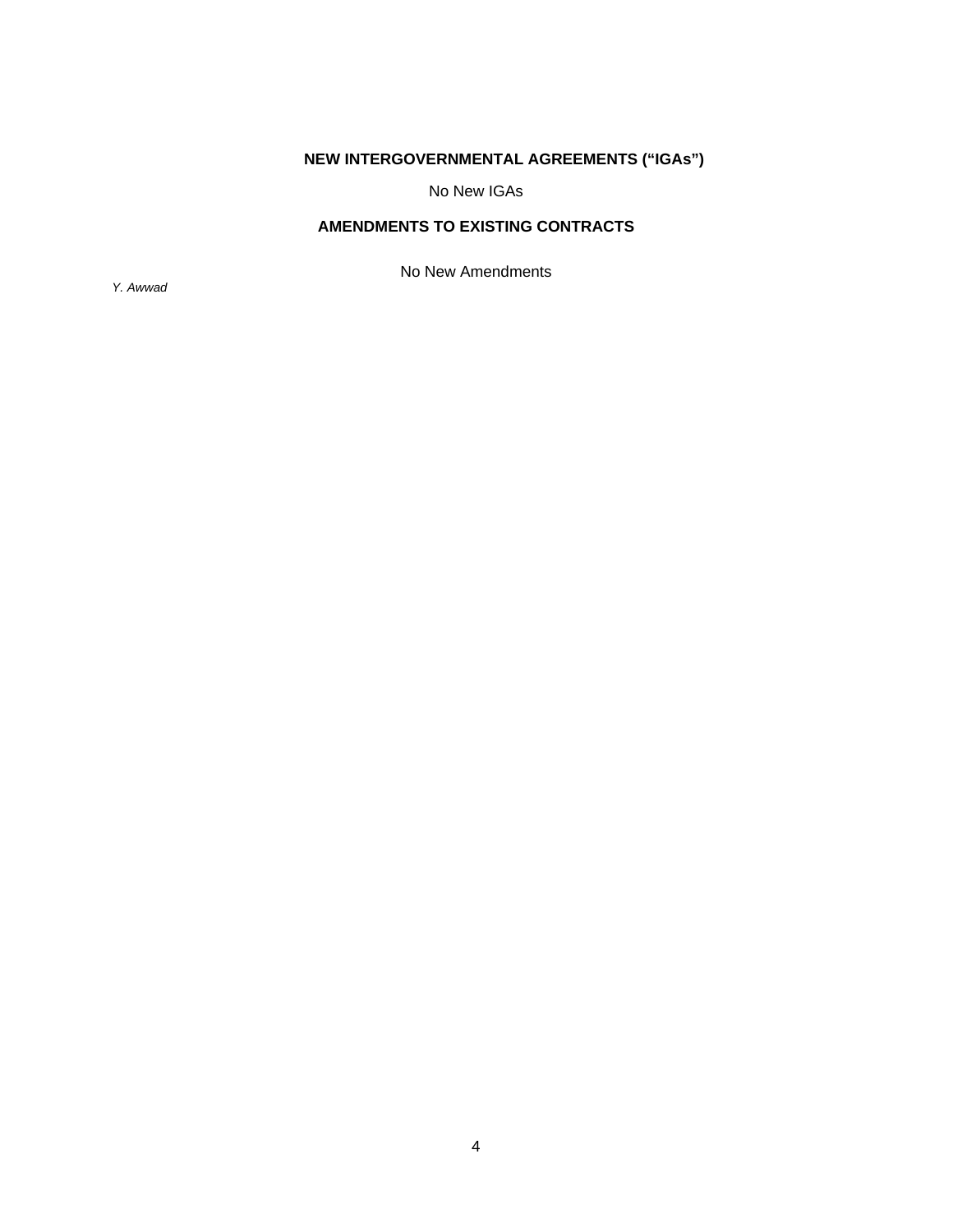## NEW INTERGOVERNMENTAL AGREEMENTS ("IGAs")

No New IGAs

## AMENDMENTS TO EXISTING CONTRACTS

No New Amendments

*Y. Awwad*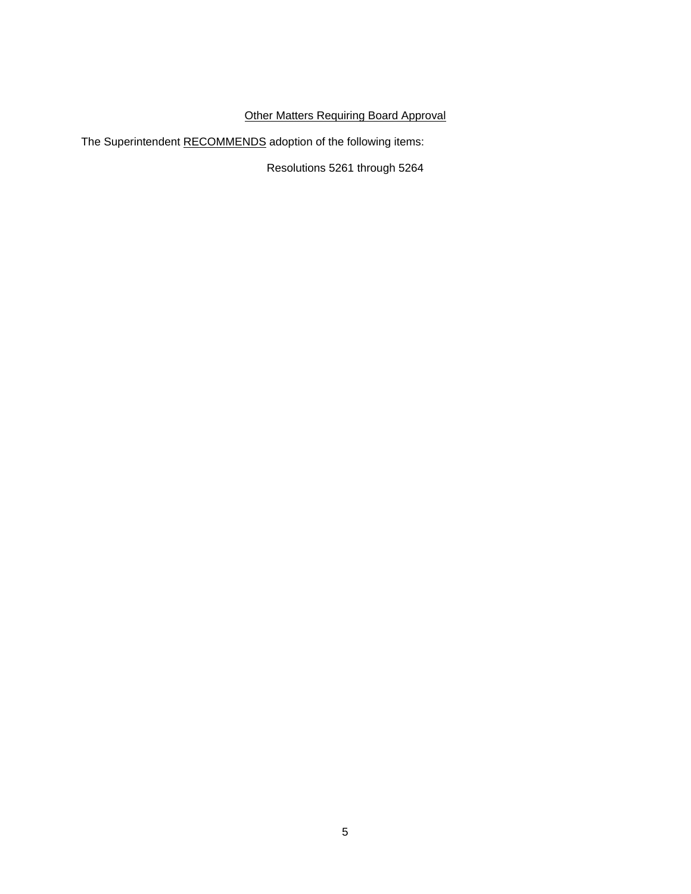<u>Other Matters Requiring Board Approval</u>

The Superintendent <u>RECOMMENDS</u> adoption of the following items:

Resolutions 5261 through 5264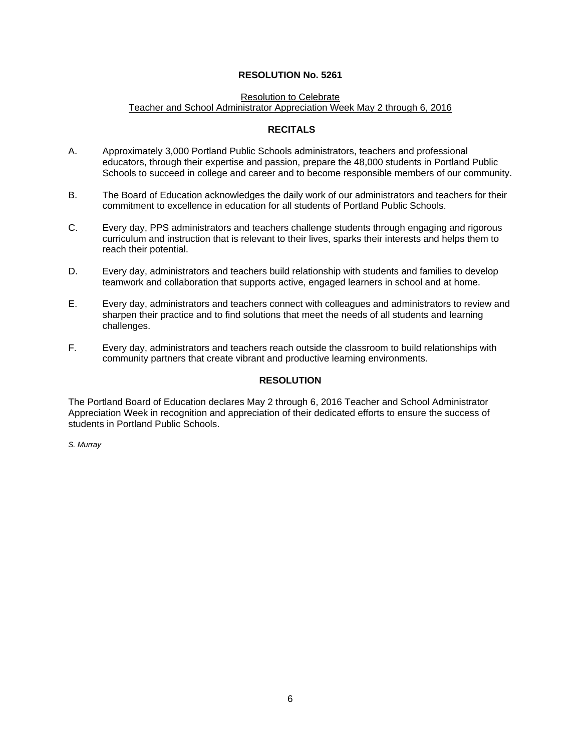# RESOLUTION No. 5261

Resolution to Celebrate
Teacher and School Administrator Appreciation Week May 2 through 6, 2016

## RECITALS

A. Approximately 3,000 Portland Public Schools administrators, teachers and professional educators, through their expertise and passion, prepare the 48,000 students in Portland Public Schools to succeed in college and career and to become responsible members of our community.

B. The Board of Education acknowledges the daily work of our administrators and teachers for their commitment to excellence in education for all students of Portland Public Schools.

C. Every day, PPS administrators and teachers challenge students through engaging and rigorous curriculum and instruction that is relevant to their lives, sparks their interests and helps them to reach their potential.

D. Every day, administrators and teachers build relationship with students and families to develop teamwork and collaboration that supports active, engaged learners in school and at home.

E. Every day, administrators and teachers connect with colleagues and administrators to review and sharpen their practice and to find solutions that meet the needs of all students and learning challenges.

F. Every day, administrators and teachers reach outside the classroom to build relationships with community partners that create vibrant and productive learning environments.

## RESOLUTION

The Portland Board of Education declares May 2 through 6, 2016 Teacher and School Administrator Appreciation Week in recognition and appreciation of their dedicated efforts to ensure the success of students in Portland Public Schools.

*S. Murray*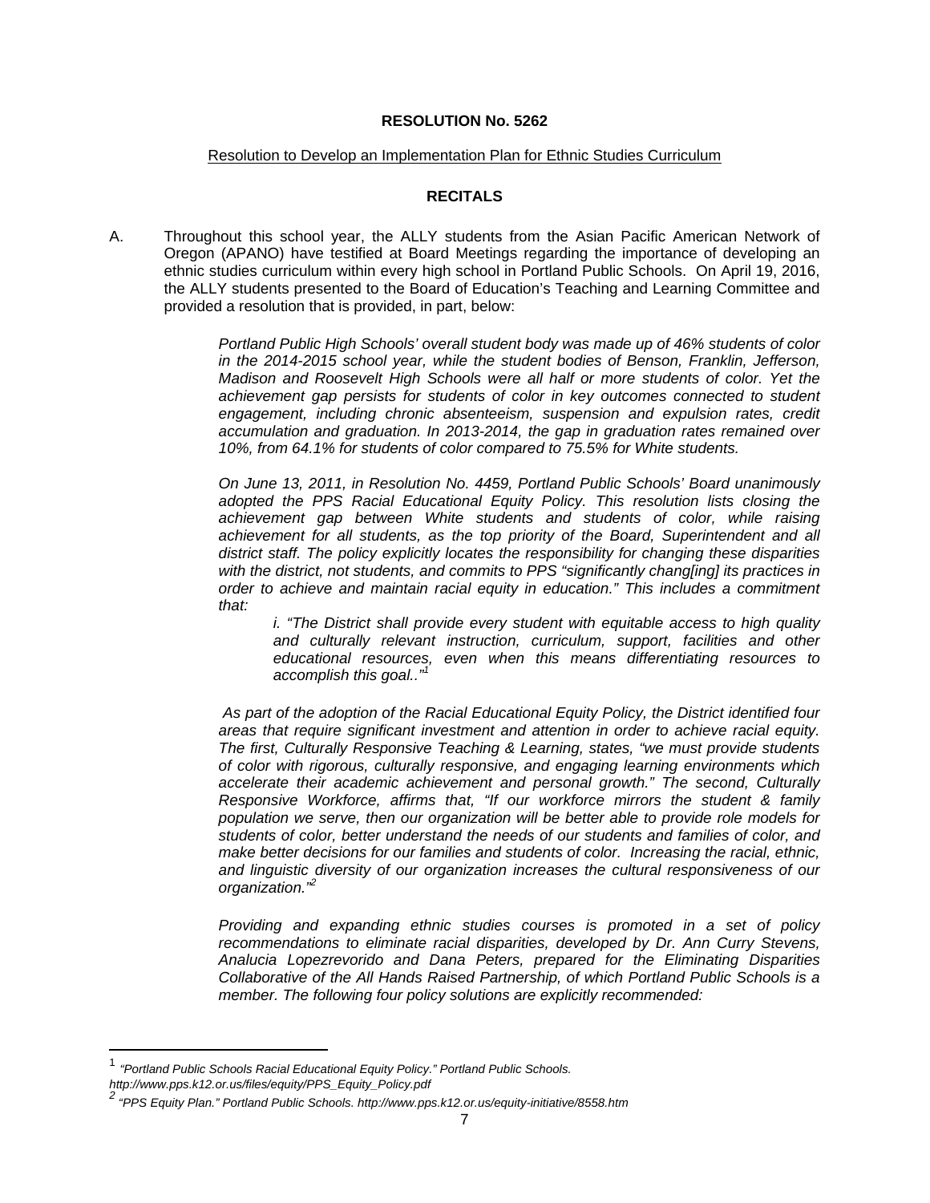**RESOLUTION No. 5262**

Resolution to Develop an Implementation Plan for Ethnic Studies Curriculum

**RECITALS**

A. Throughout this school year, the ALLY students from the Asian Pacific American Network of Oregon (APANO) have testified at Board Meetings regarding the importance of developing an ethnic studies curriculum within every high school in Portland Public Schools. On April 19, 2016, the ALLY students presented to the Board of Education's Teaching and Learning Committee and provided a resolution that is provided, in part, below:

> *Portland Public High Schools' overall student body was made up of 46% students of color in the 2014-2015 school year, while the student bodies of Benson, Franklin, Jefferson, Madison and Roosevelt High Schools were all half or more students of color. Yet the achievement gap persists for students of color in key outcomes connected to student engagement, including chronic absenteeism, suspension and expulsion rates, credit accumulation and graduation. In 2013-2014, the gap in graduation rates remained over 10%, from 64.1% for students of color compared to 75.5% for White students.*
>
> *On June 13, 2011, in Resolution No. 4459, Portland Public Schools' Board unanimously adopted the PPS Racial Educational Equity Policy. This resolution lists closing the achievement gap between White students and students of color, while raising achievement for all students, as the top priority of the Board, Superintendent and all district staff. The policy explicitly locates the responsibility for changing these disparities with the district, not students, and commits to PPS "significantly chang[ing] its practices in order to achieve and maintain racial equity in education." This includes a commitment that:*
>
> > *i. "The District shall provide every student with equitable access to high quality and culturally relevant instruction, curriculum, support, facilities and other educational resources, even when this means differentiating resources to accomplish this goal.."[1]*
>
> *As part of the adoption of the Racial Educational Equity Policy, the District identified four areas that require significant investment and attention in order to achieve racial equity. The first, Culturally Responsive Teaching & Learning, states, "we must provide students of color with rigorous, culturally responsive, and engaging learning environments which accelerate their academic achievement and personal growth." The second, Culturally Responsive Workforce, affirms that, "If our workforce mirrors the student & family population we serve, then our organization will be better able to provide role models for students of color, better understand the needs of our students and families of color, and make better decisions for our families and students of color. Increasing the racial, ethnic, and linguistic diversity of our organization increases the cultural responsiveness of our organization."[2]*
>
> *Providing and expanding ethnic studies courses is promoted in a set of policy recommendations to eliminate racial disparities, developed by Dr. Ann Curry Stevens, Analucia Lopezrevorido and Dana Peters, prepared for the Eliminating Disparities Collaborative of the All Hands Raised Partnership, of which Portland Public Schools is a member. The following four policy solutions are explicitly recommended:*

---

[1] *"Portland Public Schools Racial Educational Equity Policy." Portland Public Schools. http://www.pps.k12.or.us/files/equity/PPS_Equity_Policy.pdf*

[2] *"PPS Equity Plan." Portland Public Schools. http://www.pps.k12.or.us/equity-initiative/8558.htm*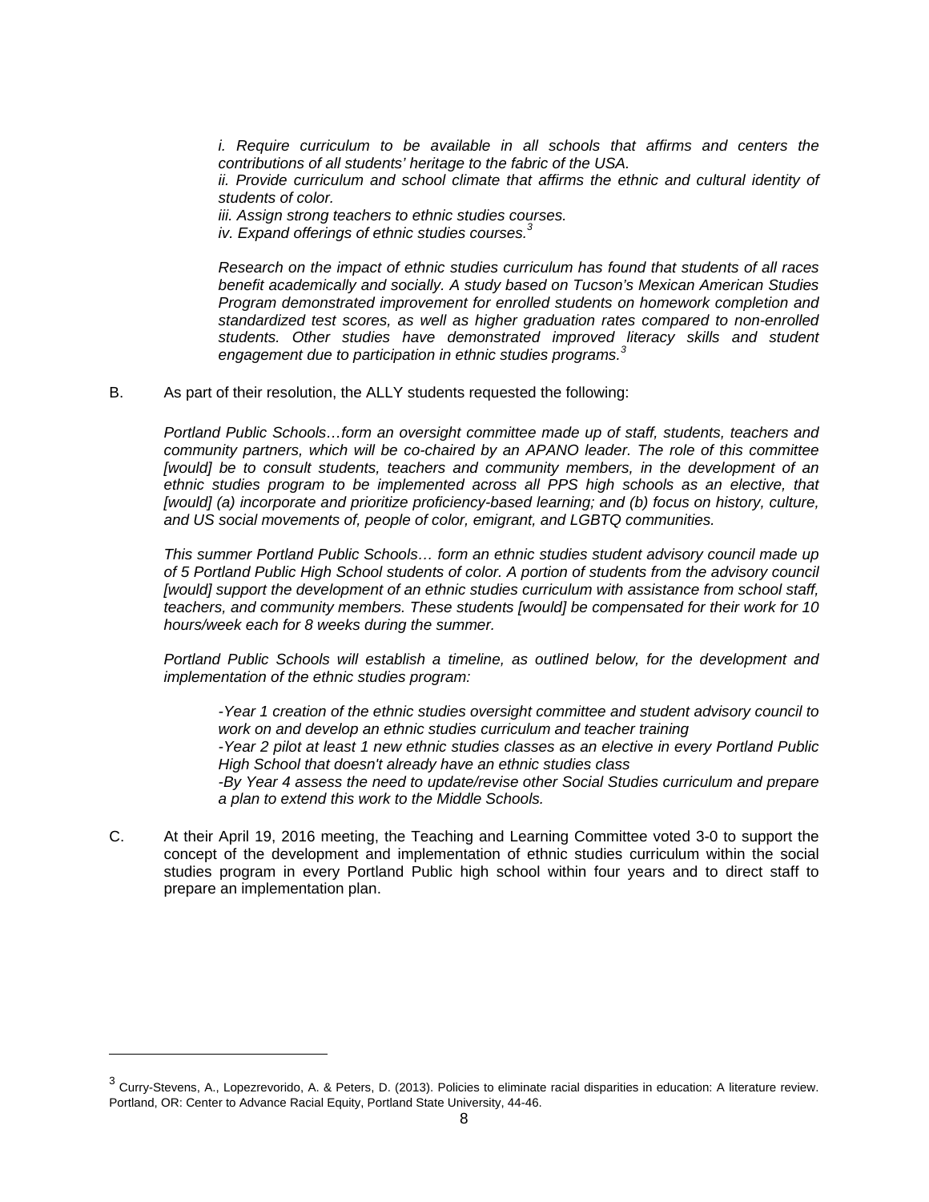*i. Require curriculum to be available in all schools that affirms and centers the contributions of all students' heritage to the fabric of the USA.*
*ii. Provide curriculum and school climate that affirms the ethnic and cultural identity of students of color.*
*iii. Assign strong teachers to ethnic studies courses.*
*iv. Expand offerings of ethnic studies courses.*[3]

*Research on the impact of ethnic studies curriculum has found that students of all races benefit academically and socially. A study based on Tucson's Mexican American Studies Program demonstrated improvement for enrolled students on homework completion and standardized test scores, as well as higher graduation rates compared to non-enrolled students. Other studies have demonstrated improved literacy skills and student engagement due to participation in ethnic studies programs.*[3]

B. As part of their resolution, the ALLY students requested the following:

*Portland Public Schools…form an oversight committee made up of staff, students, teachers and community partners, which will be co-chaired by an APANO leader. The role of this committee [would] be to consult students, teachers and community members, in the development of an ethnic studies program to be implemented across all PPS high schools as an elective, that [would] (a) incorporate and prioritize proficiency-based learning; and (b) focus on history, culture, and US social movements of, people of color, emigrant, and LGBTQ communities.*

*This summer Portland Public Schools… form an ethnic studies student advisory council made up of 5 Portland Public High School students of color. A portion of students from the advisory council [would] support the development of an ethnic studies curriculum with assistance from school staff, teachers, and community members. These students [would] be compensated for their work for 10 hours/week each for 8 weeks during the summer.*

*Portland Public Schools will establish a timeline, as outlined below, for the development and implementation of the ethnic studies program:*

*-Year 1 creation of the ethnic studies oversight committee and student advisory council to work on and develop an ethnic studies curriculum and teacher training*
*-Year 2 pilot at least 1 new ethnic studies classes as an elective in every Portland Public High School that doesn't already have an ethnic studies class*
*-By Year 4 assess the need to update/revise other Social Studies curriculum and prepare a plan to extend this work to the Middle Schools.*

C. At their April 19, 2016 meeting, the Teaching and Learning Committee voted 3-0 to support the concept of the development and implementation of ethnic studies curriculum within the social studies program in every Portland Public high school within four years and to direct staff to prepare an implementation plan.

---

[3] Curry-Stevens, A., Lopezrevorido, A. & Peters, D. (2013). Policies to eliminate racial disparities in education: A literature review. Portland, OR: Center to Advance Racial Equity, Portland State University, 44-46.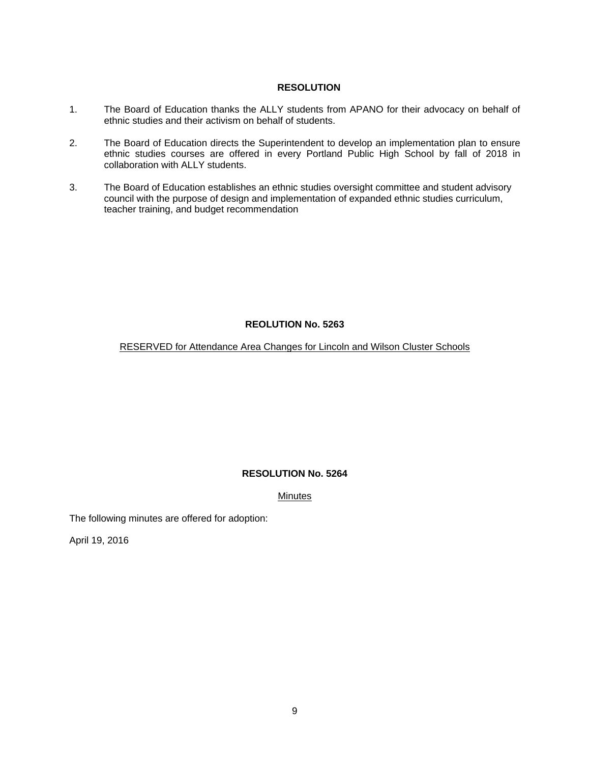**RESOLUTION**

1. The Board of Education thanks the ALLY students from APANO for their advocacy on behalf of ethnic studies and their activism on behalf of students.

2. The Board of Education directs the Superintendent to develop an implementation plan to ensure ethnic studies courses are offered in every Portland Public High School by fall of 2018 in collaboration with ALLY students.

3. The Board of Education establishes an ethnic studies oversight committee and student advisory council with the purpose of design and implementation of expanded ethnic studies curriculum, teacher training, and budget recommendation

**REOLUTION No. 5263**

RESERVED for Attendance Area Changes for Lincoln and Wilson Cluster Schools

**RESOLUTION No. 5264**

Minutes

The following minutes are offered for adoption:

April 19, 2016